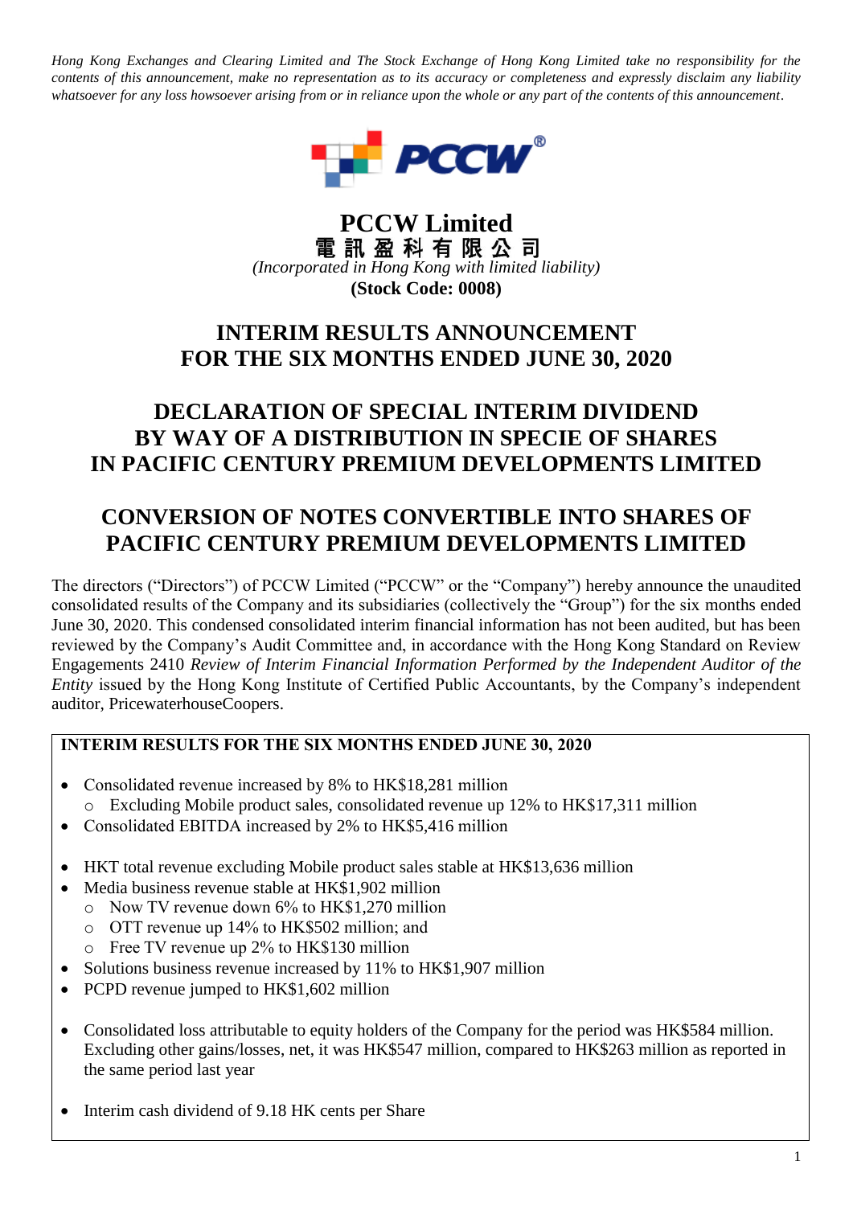*Hong Kong Exchanges and Clearing Limited and The Stock Exchange of Hong Kong Limited take no responsibility for the contents of this announcement, make no representation as to its accuracy or completeness and expressly disclaim any liability whatsoever for any loss howsoever arising from or in reliance upon the whole or any part of the contents of this announcement.*

# PCCW Limited

**電訊盈科有限公司**

*(Incorporated in Hong Kong with limited liability)*

**(Stock Code: 0008)**

## INTERIM RESULTS ANNOUNCEMENT FOR THE SIX MONTHS ENDED JUNE 30, 2020

## DECLARATION OF SPECIAL INTERIM DIVIDEND BY WAY OF A DISTRIBUTION IN SPECIE OF SHARES IN PACIFIC CENTURY PREMIUM DEVELOPMENTS LIMITED

## CONVERSION OF NOTES CONVERTIBLE INTO SHARES OF PACIFIC CENTURY PREMIUM DEVELOPMENTS LIMITED

The directors ("Directors") of PCCW Limited ("PCCW" or the "Company") hereby announce the unaudited consolidated results of the Company and its subsidiaries (collectively the "Group") for the six months ended June 30, 2020. This condensed consolidated interim financial information has not been audited, but has been reviewed by the Company's Audit Committee and, in accordance with the Hong Kong Standard on Review Engagements 2410 *Review of Interim Financial Information Performed by the Independent Auditor of the Entity* issued by the Hong Kong Institute of Certified Public Accountants, by the Company's independent auditor, PricewaterhouseCoopers.

**INTERIM RESULTS FOR THE SIX MONTHS ENDED JUNE 30, 2020**

- Consolidated revenue increased by 8% to HK$18,281 million
  - Excluding Mobile product sales, consolidated revenue up 12% to HK$17,311 million
- Consolidated EBITDA increased by 2% to HK$5,416 million

- HKT total revenue excluding Mobile product sales stable at HK$13,636 million
- Media business revenue stable at HK$1,902 million
  - Now TV revenue down 6% to HK$1,270 million
  - OTT revenue up 14% to HK$502 million; and
  - Free TV revenue up 2% to HK$130 million
- Solutions business revenue increased by 11% to HK$1,907 million
- PCPD revenue jumped to HK$1,602 million

- Consolidated loss attributable to equity holders of the Company for the period was HK$584 million. Excluding other gains/losses, net, it was HK$547 million, compared to HK$263 million as reported in the same period last year

- Interim cash dividend of 9.18 HK cents per Share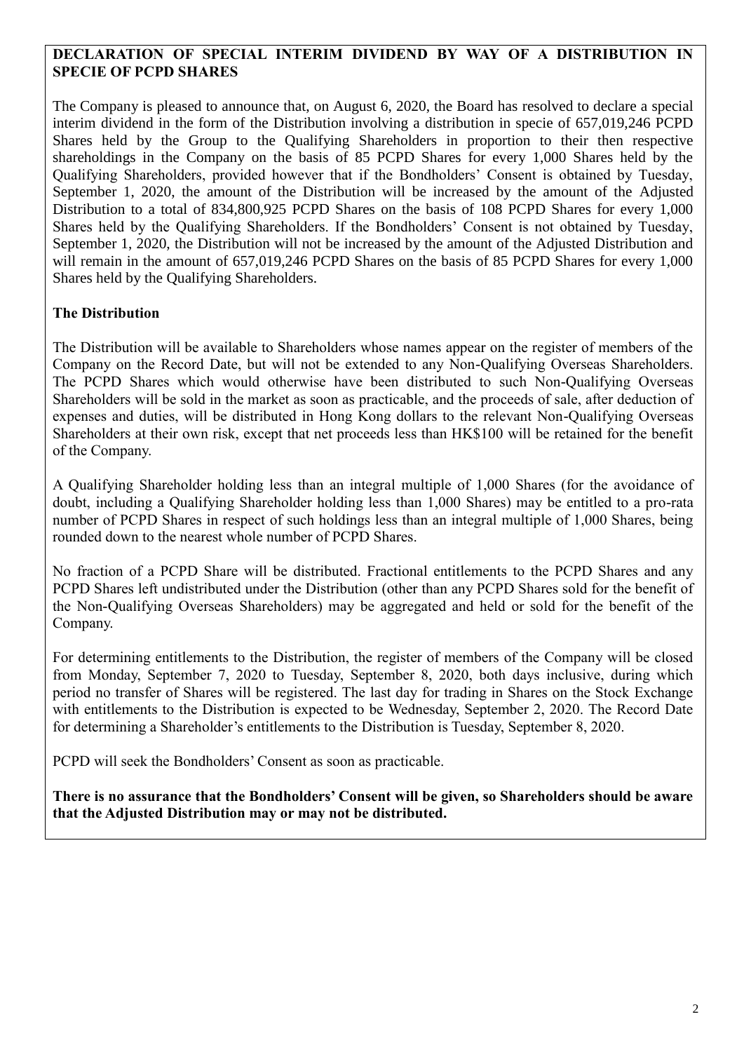## DECLARATION OF SPECIAL INTERIM DIVIDEND BY WAY OF A DISTRIBUTION IN SPECIE OF PCPD SHARES

The Company is pleased to announce that, on August 6, 2020, the Board has resolved to declare a special interim dividend in the form of the Distribution involving a distribution in specie of 657,019,246 PCPD Shares held by the Group to the Qualifying Shareholders in proportion to their then respective shareholdings in the Company on the basis of 85 PCPD Shares for every 1,000 Shares held by the Qualifying Shareholders, provided however that if the Bondholders' Consent is obtained by Tuesday, September 1, 2020, the amount of the Distribution will be increased by the amount of the Adjusted Distribution to a total of 834,800,925 PCPD Shares on the basis of 108 PCPD Shares for every 1,000 Shares held by the Qualifying Shareholders. If the Bondholders' Consent is not obtained by Tuesday, September 1, 2020, the Distribution will not be increased by the amount of the Adjusted Distribution and will remain in the amount of 657,019,246 PCPD Shares on the basis of 85 PCPD Shares for every 1,000 Shares held by the Qualifying Shareholders.

### The Distribution

The Distribution will be available to Shareholders whose names appear on the register of members of the Company on the Record Date, but will not be extended to any Non-Qualifying Overseas Shareholders. The PCPD Shares which would otherwise have been distributed to such Non-Qualifying Overseas Shareholders will be sold in the market as soon as practicable, and the proceeds of sale, after deduction of expenses and duties, will be distributed in Hong Kong dollars to the relevant Non-Qualifying Overseas Shareholders at their own risk, except that net proceeds less than HK$100 will be retained for the benefit of the Company.

A Qualifying Shareholder holding less than an integral multiple of 1,000 Shares (for the avoidance of doubt, including a Qualifying Shareholder holding less than 1,000 Shares) may be entitled to a pro-rata number of PCPD Shares in respect of such holdings less than an integral multiple of 1,000 Shares, being rounded down to the nearest whole number of PCPD Shares.

No fraction of a PCPD Share will be distributed. Fractional entitlements to the PCPD Shares and any PCPD Shares left undistributed under the Distribution (other than any PCPD Shares sold for the benefit of the Non-Qualifying Overseas Shareholders) may be aggregated and held or sold for the benefit of the Company.

For determining entitlements to the Distribution, the register of members of the Company will be closed from Monday, September 7, 2020 to Tuesday, September 8, 2020, both days inclusive, during which period no transfer of Shares will be registered. The last day for trading in Shares on the Stock Exchange with entitlements to the Distribution is expected to be Wednesday, September 2, 2020. The Record Date for determining a Shareholder's entitlements to the Distribution is Tuesday, September 8, 2020.

PCPD will seek the Bondholders' Consent as soon as practicable.

**There is no assurance that the Bondholders' Consent will be given, so Shareholders should be aware that the Adjusted Distribution may or may not be distributed.**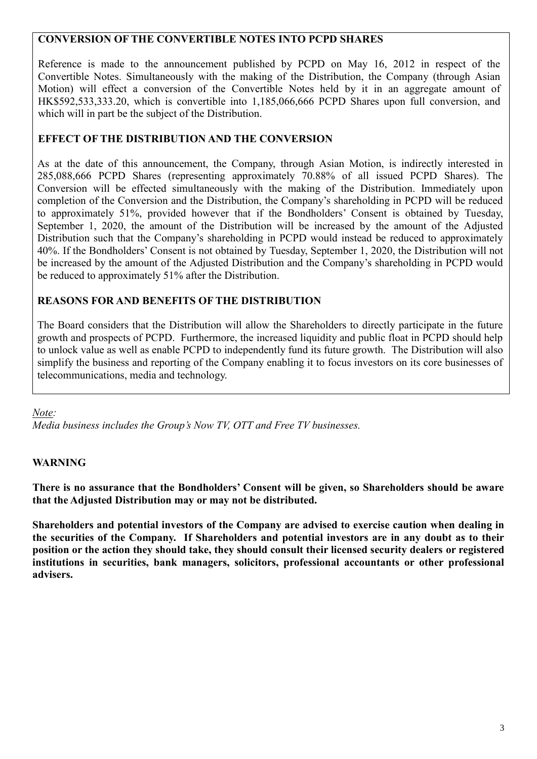**CONVERSION OF THE CONVERTIBLE NOTES INTO PCPD SHARES**

Reference is made to the announcement published by PCPD on May 16, 2012 in respect of the Convertible Notes. Simultaneously with the making of the Distribution, the Company (through Asian Motion) will effect a conversion of the Convertible Notes held by it in an aggregate amount of HK$592,533,333.20, which is convertible into 1,185,066,666 PCPD Shares upon full conversion, and which will in part be the subject of the Distribution.

**EFFECT OF THE DISTRIBUTION AND THE CONVERSION**

As at the date of this announcement, the Company, through Asian Motion, is indirectly interested in 285,088,666 PCPD Shares (representing approximately 70.88% of all issued PCPD Shares). The Conversion will be effected simultaneously with the making of the Distribution. Immediately upon completion of the Conversion and the Distribution, the Company's shareholding in PCPD will be reduced to approximately 51%, provided however that if the Bondholders' Consent is obtained by Tuesday, September 1, 2020, the amount of the Distribution will be increased by the amount of the Adjusted Distribution such that the Company's shareholding in PCPD would instead be reduced to approximately 40%. If the Bondholders' Consent is not obtained by Tuesday, September 1, 2020, the Distribution will not be increased by the amount of the Adjusted Distribution and the Company's shareholding in PCPD would be reduced to approximately 51% after the Distribution.

**REASONS FOR AND BENEFITS OF THE DISTRIBUTION**

The Board considers that the Distribution will allow the Shareholders to directly participate in the future growth and prospects of PCPD. Furthermore, the increased liquidity and public float in PCPD should help to unlock value as well as enable PCPD to independently fund its future growth. The Distribution will also simplify the business and reporting of the Company enabling it to focus investors on its core businesses of telecommunications, media and technology.

*Note:*
*Media business includes the Group's Now TV, OTT and Free TV businesses.*

**WARNING**

**There is no assurance that the Bondholders' Consent will be given, so Shareholders should be aware that the Adjusted Distribution may or may not be distributed.**

**Shareholders and potential investors of the Company are advised to exercise caution when dealing in the securities of the Company. If Shareholders and potential investors are in any doubt as to their position or the action they should take, they should consult their licensed security dealers or registered institutions in securities, bank managers, solicitors, professional accountants or other professional advisers.**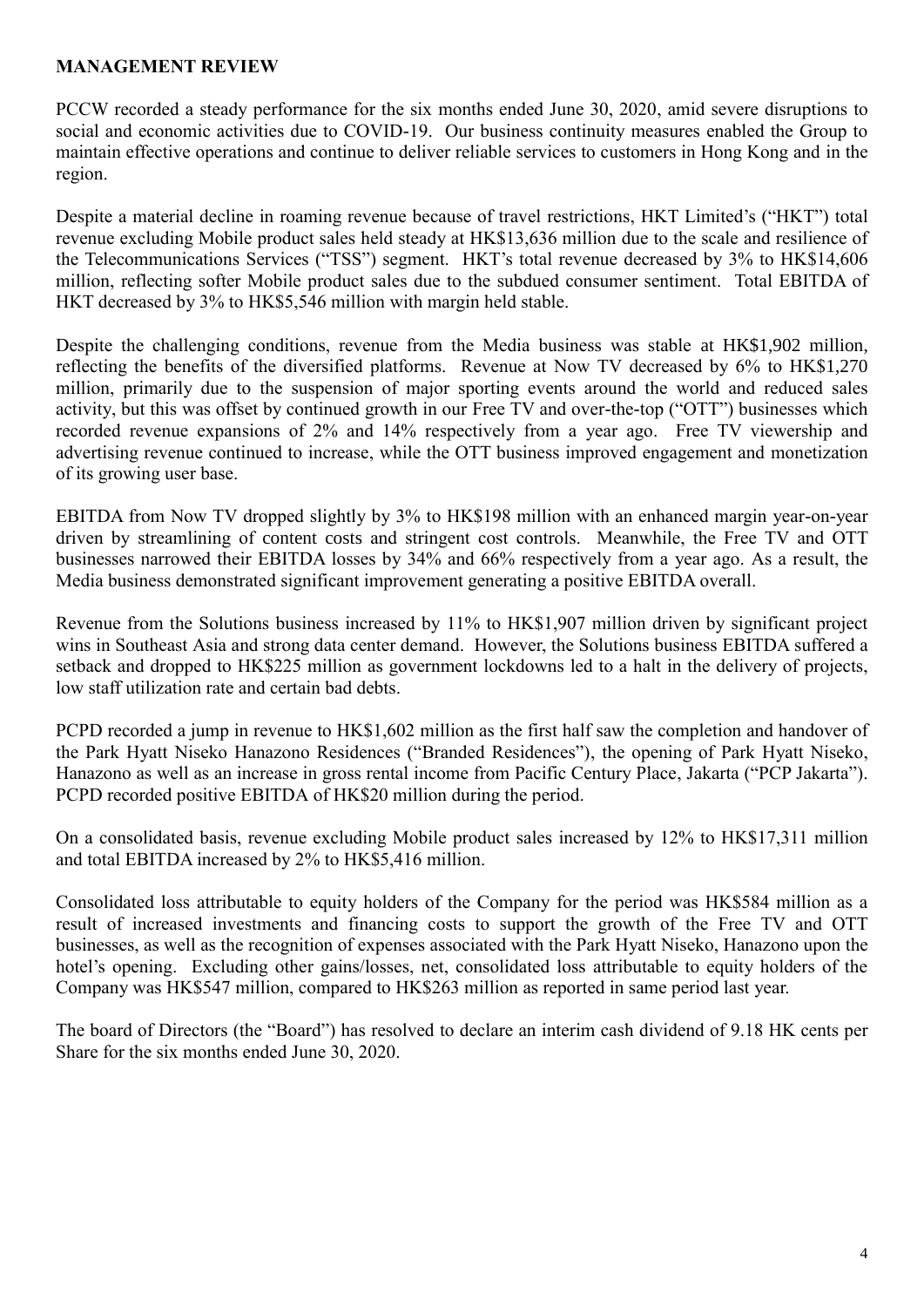## MANAGEMENT REVIEW

PCCW recorded a steady performance for the six months ended June 30, 2020, amid severe disruptions to social and economic activities due to COVID-19. Our business continuity measures enabled the Group to maintain effective operations and continue to deliver reliable services to customers in Hong Kong and in the region.

Despite a material decline in roaming revenue because of travel restrictions, HKT Limited's ("HKT") total revenue excluding Mobile product sales held steady at HK$13,636 million due to the scale and resilience of the Telecommunications Services ("TSS") segment. HKT's total revenue decreased by 3% to HK$14,606 million, reflecting softer Mobile product sales due to the subdued consumer sentiment. Total EBITDA of HKT decreased by 3% to HK$5,546 million with margin held stable.

Despite the challenging conditions, revenue from the Media business was stable at HK$1,902 million, reflecting the benefits of the diversified platforms. Revenue at Now TV decreased by 6% to HK$1,270 million, primarily due to the suspension of major sporting events around the world and reduced sales activity, but this was offset by continued growth in our Free TV and over-the-top ("OTT") businesses which recorded revenue expansions of 2% and 14% respectively from a year ago. Free TV viewership and advertising revenue continued to increase, while the OTT business improved engagement and monetization of its growing user base.

EBITDA from Now TV dropped slightly by 3% to HK$198 million with an enhanced margin year-on-year driven by streamlining of content costs and stringent cost controls. Meanwhile, the Free TV and OTT businesses narrowed their EBITDA losses by 34% and 66% respectively from a year ago. As a result, the Media business demonstrated significant improvement generating a positive EBITDA overall.

Revenue from the Solutions business increased by 11% to HK$1,907 million driven by significant project wins in Southeast Asia and strong data center demand. However, the Solutions business EBITDA suffered a setback and dropped to HK$225 million as government lockdowns led to a halt in the delivery of projects, low staff utilization rate and certain bad debts.

PCPD recorded a jump in revenue to HK$1,602 million as the first half saw the completion and handover of the Park Hyatt Niseko Hanazono Residences ("Branded Residences"), the opening of Park Hyatt Niseko, Hanazono as well as an increase in gross rental income from Pacific Century Place, Jakarta ("PCP Jakarta"). PCPD recorded positive EBITDA of HK$20 million during the period.

On a consolidated basis, revenue excluding Mobile product sales increased by 12% to HK$17,311 million and total EBITDA increased by 2% to HK$5,416 million.

Consolidated loss attributable to equity holders of the Company for the period was HK$584 million as a result of increased investments and financing costs to support the growth of the Free TV and OTT businesses, as well as the recognition of expenses associated with the Park Hyatt Niseko, Hanazono upon the hotel's opening. Excluding other gains/losses, net, consolidated loss attributable to equity holders of the Company was HK$547 million, compared to HK$263 million as reported in same period last year.

The board of Directors (the "Board") has resolved to declare an interim cash dividend of 9.18 HK cents per Share for the six months ended June 30, 2020.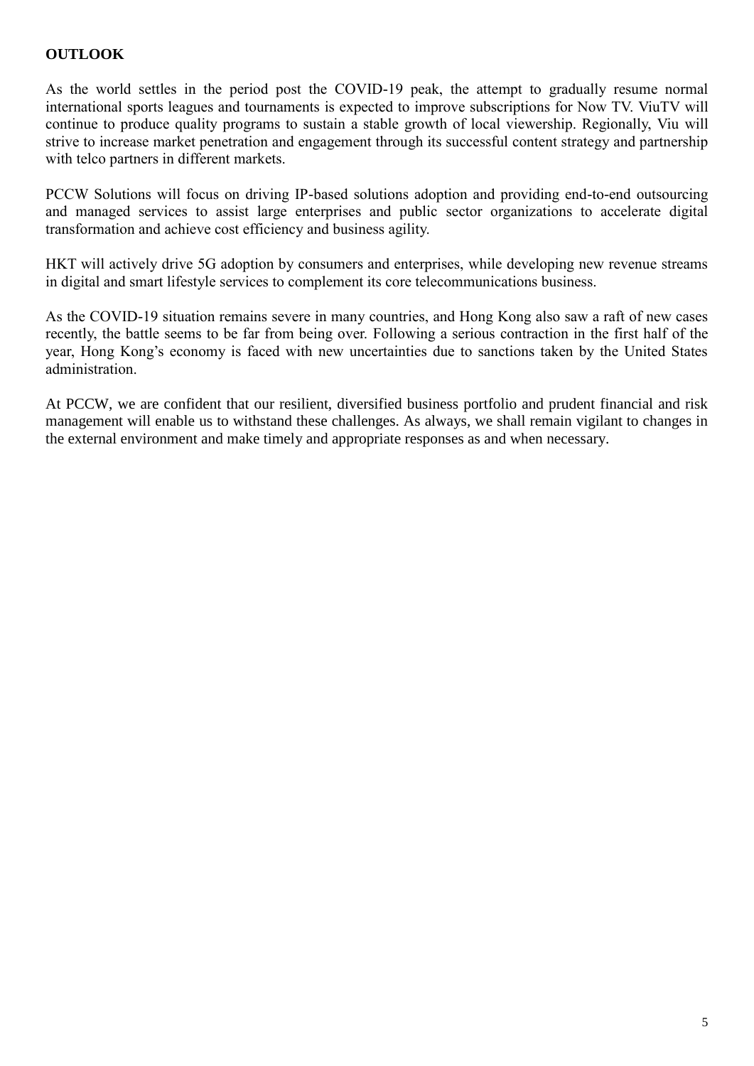**OUTLOOK**

As the world settles in the period post the COVID-19 peak, the attempt to gradually resume normal international sports leagues and tournaments is expected to improve subscriptions for Now TV. ViuTV will continue to produce quality programs to sustain a stable growth of local viewership. Regionally, Viu will strive to increase market penetration and engagement through its successful content strategy and partnership with telco partners in different markets.

PCCW Solutions will focus on driving IP-based solutions adoption and providing end-to-end outsourcing and managed services to assist large enterprises and public sector organizations to accelerate digital transformation and achieve cost efficiency and business agility.

HKT will actively drive 5G adoption by consumers and enterprises, while developing new revenue streams in digital and smart lifestyle services to complement its core telecommunications business.

As the COVID-19 situation remains severe in many countries, and Hong Kong also saw a raft of new cases recently, the battle seems to be far from being over. Following a serious contraction in the first half of the year, Hong Kong's economy is faced with new uncertainties due to sanctions taken by the United States administration.

At PCCW, we are confident that our resilient, diversified business portfolio and prudent financial and risk management will enable us to withstand these challenges. As always, we shall remain vigilant to changes in the external environment and make timely and appropriate responses as and when necessary.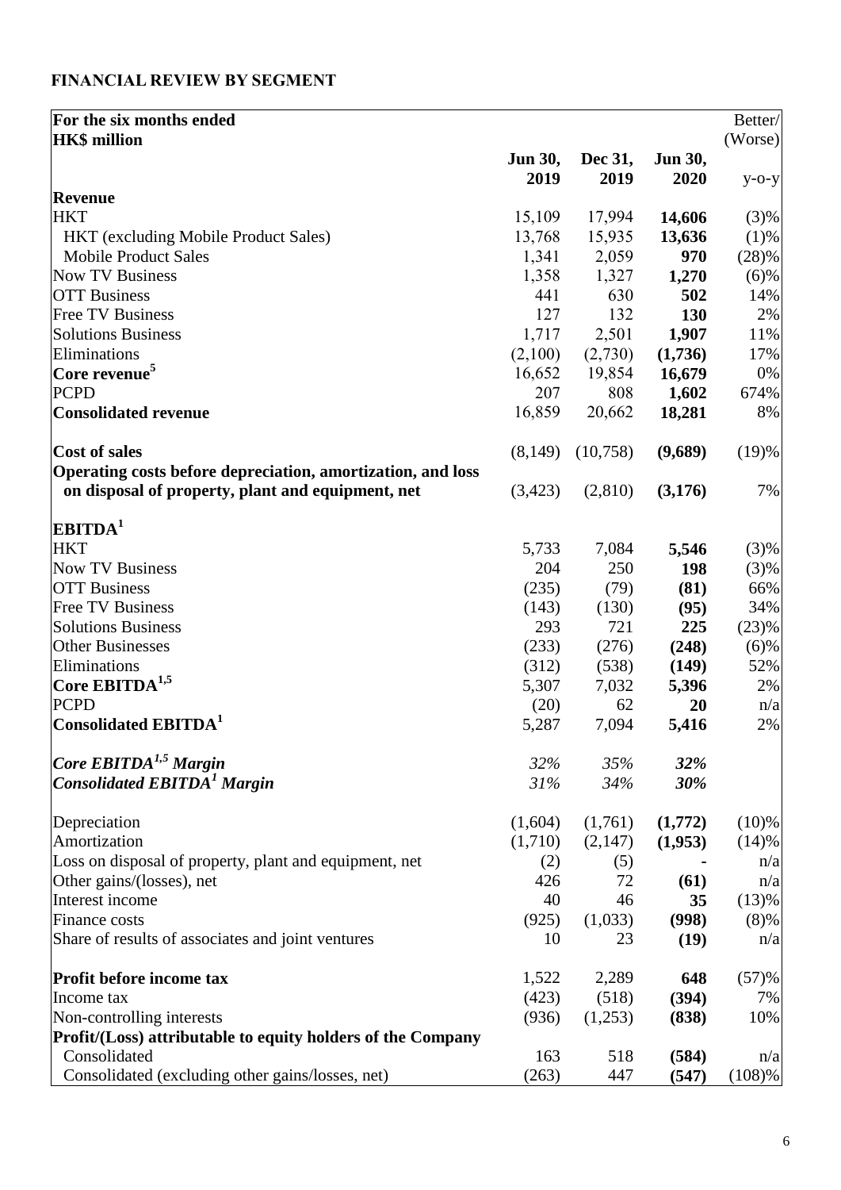## FINANCIAL REVIEW BY SEGMENT

| For the six months ended<br>HK$ million | Jun 30, 2019 | Dec 31, 2019 | Jun 30, 2020 | Better/ (Worse) y-o-y |
|---|---|---|---|---|
| **Revenue** | | | | |
| HKT | 15,109 | 17,994 | **14,606** | (3)% |
| HKT (excluding Mobile Product Sales) | 13,768 | 15,935 | **13,636** | (1)% |
| Mobile Product Sales | 1,341 | 2,059 | **970** | (28)% |
| Now TV Business | 1,358 | 1,327 | **1,270** | (6)% |
| OTT Business | 441 | 630 | **502** | 14% |
| Free TV Business | 127 | 132 | **130** | 2% |
| Solutions Business | 1,717 | 2,501 | **1,907** | 11% |
| Eliminations | (2,100) | (2,730) | **(1,736)** | 17% |
| **Core revenue[5]** | 16,652 | 19,854 | **16,679** | 0% |
| PCPD | 207 | 808 | **1,602** | 674% |
| **Consolidated revenue** | 16,859 | 20,662 | **18,281** | 8% |
| | | | | |
| **Cost of sales** | (8,149) | (10,758) | **(9,689)** | (19)% |
| **Operating costs before depreciation, amortization, and loss on disposal of property, plant and equipment, net** | (3,423) | (2,810) | **(3,176)** | 7% |
| | | | | |
| **EBITDA[1]** | | | | |
| HKT | 5,733 | 7,084 | **5,546** | (3)% |
| Now TV Business | 204 | 250 | **198** | (3)% |
| OTT Business | (235) | (79) | **(81)** | 66% |
| Free TV Business | (143) | (130) | **(95)** | 34% |
| Solutions Business | 293 | 721 | **225** | (23)% |
| Other Businesses | (233) | (276) | **(248)** | (6)% |
| Eliminations | (312) | (538) | **(149)** | 52% |
| **Core EBITDA[1,5]** | 5,307 | 7,032 | **5,396** | 2% |
| PCPD | (20) | 62 | **20** | n/a |
| **Consolidated EBITDA[1]** | 5,287 | 7,094 | **5,416** | 2% |
| | | | | |
| ***Core EBITDA[1,5] Margin*** | *32%* | *35%* | ***32%*** | |
| ***Consolidated EBITDA[1] Margin*** | *31%* | *34%* | ***30%*** | |
| | | | | |
| Depreciation | (1,604) | (1,761) | **(1,772)** | (10)% |
| Amortization | (1,710) | (2,147) | **(1,953)** | (14)% |
| Loss on disposal of property, plant and equipment, net | (2) | (5) | **-** | n/a |
| Other gains/(losses), net | 426 | 72 | **(61)** | n/a |
| Interest income | 40 | 46 | **35** | (13)% |
| Finance costs | (925) | (1,033) | **(998)** | (8)% |
| Share of results of associates and joint ventures | 10 | 23 | **(19)** | n/a |
| | | | | |
| **Profit before income tax** | 1,522 | 2,289 | **648** | (57)% |
| Income tax | (423) | (518) | **(394)** | 7% |
| Non-controlling interests | (936) | (1,253) | **(838)** | 10% |
| **Profit/(Loss) attributable to equity holders of the Company** | | | | |
| Consolidated | 163 | 518 | **(584)** | n/a |
| Consolidated (excluding other gains/losses, net) | (263) | 447 | **(547)** | (108)% |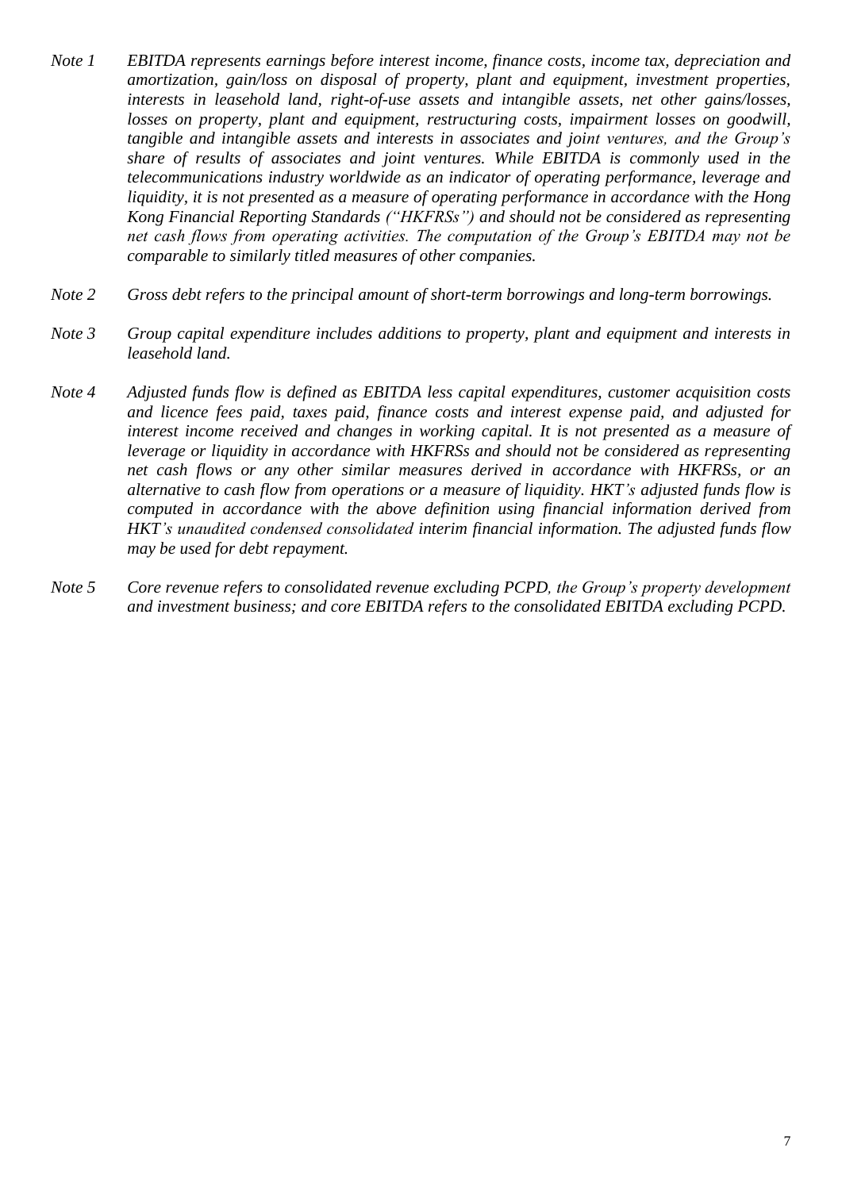*Note 1* *EBITDA represents earnings before interest income, finance costs, income tax, depreciation and amortization, gain/loss on disposal of property, plant and equipment, investment properties, interests in leasehold land, right-of-use assets and intangible assets, net other gains/losses, losses on property, plant and equipment, restructuring costs, impairment losses on goodwill, tangible and intangible assets and interests in associates and joint ventures, and the Group's share of results of associates and joint ventures. While EBITDA is commonly used in the telecommunications industry worldwide as an indicator of operating performance, leverage and liquidity, it is not presented as a measure of operating performance in accordance with the Hong Kong Financial Reporting Standards ("HKFRSs") and should not be considered as representing net cash flows from operating activities. The computation of the Group's EBITDA may not be comparable to similarly titled measures of other companies.*

*Note 2* *Gross debt refers to the principal amount of short-term borrowings and long-term borrowings.*

*Note 3* *Group capital expenditure includes additions to property, plant and equipment and interests in leasehold land.*

*Note 4* *Adjusted funds flow is defined as EBITDA less capital expenditures, customer acquisition costs and licence fees paid, taxes paid, finance costs and interest expense paid, and adjusted for interest income received and changes in working capital. It is not presented as a measure of leverage or liquidity in accordance with HKFRSs and should not be considered as representing net cash flows or any other similar measures derived in accordance with HKFRSs, or an alternative to cash flow from operations or a measure of liquidity. HKT's adjusted funds flow is computed in accordance with the above definition using financial information derived from HKT's unaudited condensed consolidated interim financial information. The adjusted funds flow may be used for debt repayment.*

*Note 5* *Core revenue refers to consolidated revenue excluding PCPD, the Group's property development and investment business; and core EBITDA refers to the consolidated EBITDA excluding PCPD.*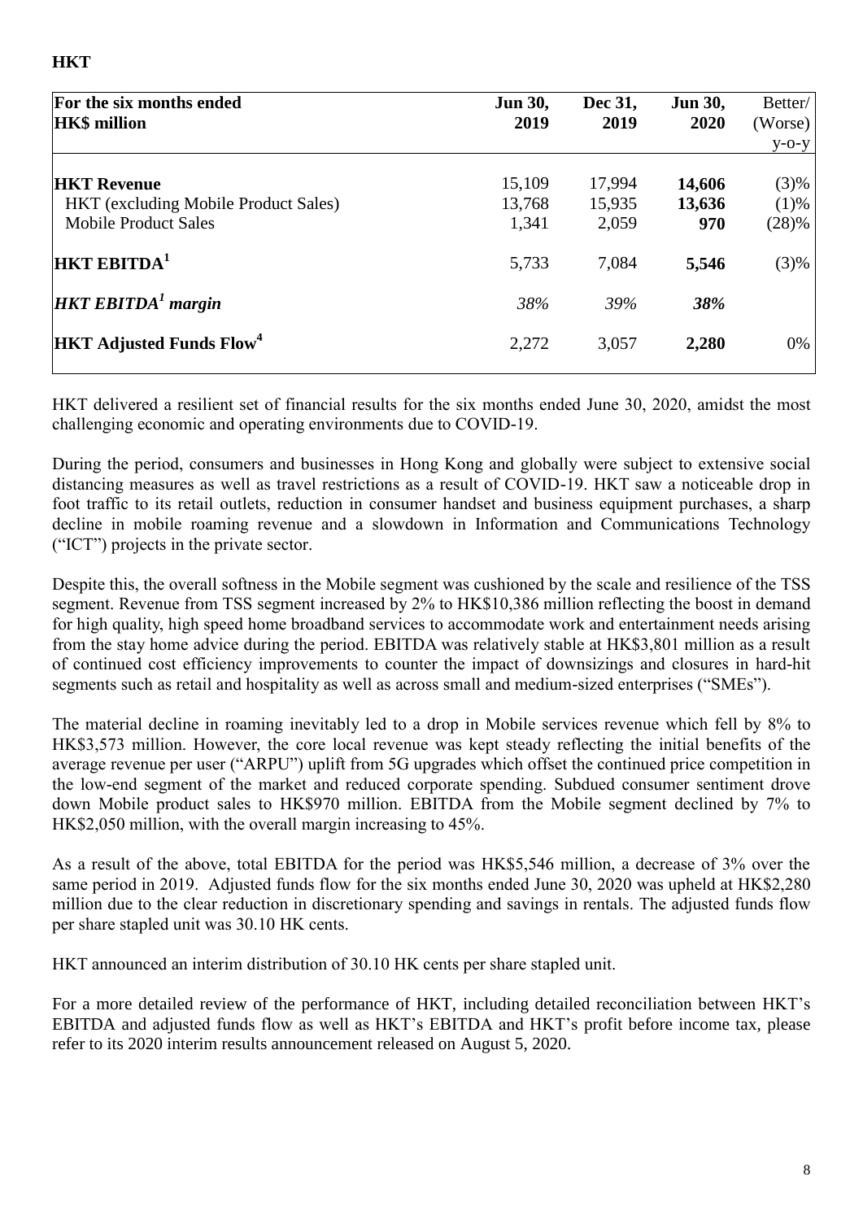**HKT**

| For the six months ended<br>HK$ million | Jun 30, 2019 | Dec 31, 2019 | Jun 30, 2020 | Better/ (Worse) y-o-y |
|---|---|---|---|---|
| **HKT Revenue** | 15,109 | 17,994 | **14,606** | (3)% |
| HKT (excluding Mobile Product Sales) | 13,768 | 15,935 | **13,636** | (1)% |
| Mobile Product Sales | 1,341 | 2,059 | **970** | (28)% |
| **HKT EBITDA[1]** | 5,733 | 7,084 | **5,546** | (3)% |
| ***HKT EBITDA[1] margin*** | *38%* | *39%* | ***38%*** | |
| **HKT Adjusted Funds Flow[4]** | 2,272 | 3,057 | **2,280** | 0% |

HKT delivered a resilient set of financial results for the six months ended June 30, 2020, amidst the most challenging economic and operating environments due to COVID-19.

During the period, consumers and businesses in Hong Kong and globally were subject to extensive social distancing measures as well as travel restrictions as a result of COVID-19. HKT saw a noticeable drop in foot traffic to its retail outlets, reduction in consumer handset and business equipment purchases, a sharp decline in mobile roaming revenue and a slowdown in Information and Communications Technology ("ICT") projects in the private sector.

Despite this, the overall softness in the Mobile segment was cushioned by the scale and resilience of the TSS segment. Revenue from TSS segment increased by 2% to HK$10,386 million reflecting the boost in demand for high quality, high speed home broadband services to accommodate work and entertainment needs arising from the stay home advice during the period. EBITDA was relatively stable at HK$3,801 million as a result of continued cost efficiency improvements to counter the impact of downsizings and closures in hard-hit segments such as retail and hospitality as well as across small and medium-sized enterprises ("SMEs").

The material decline in roaming inevitably led to a drop in Mobile services revenue which fell by 8% to HK$3,573 million. However, the core local revenue was kept steady reflecting the initial benefits of the average revenue per user ("ARPU") uplift from 5G upgrades which offset the continued price competition in the low-end segment of the market and reduced corporate spending. Subdued consumer sentiment drove down Mobile product sales to HK$970 million. EBITDA from the Mobile segment declined by 7% to HK$2,050 million, with the overall margin increasing to 45%.

As a result of the above, total EBITDA for the period was HK$5,546 million, a decrease of 3% over the same period in 2019. Adjusted funds flow for the six months ended June 30, 2020 was upheld at HK$2,280 million due to the clear reduction in discretionary spending and savings in rentals. The adjusted funds flow per share stapled unit was 30.10 HK cents.

HKT announced an interim distribution of 30.10 HK cents per share stapled unit.

For a more detailed review of the performance of HKT, including detailed reconciliation between HKT's EBITDA and adjusted funds flow as well as HKT's EBITDA and HKT's profit before income tax, please refer to its 2020 interim results announcement released on August 5, 2020.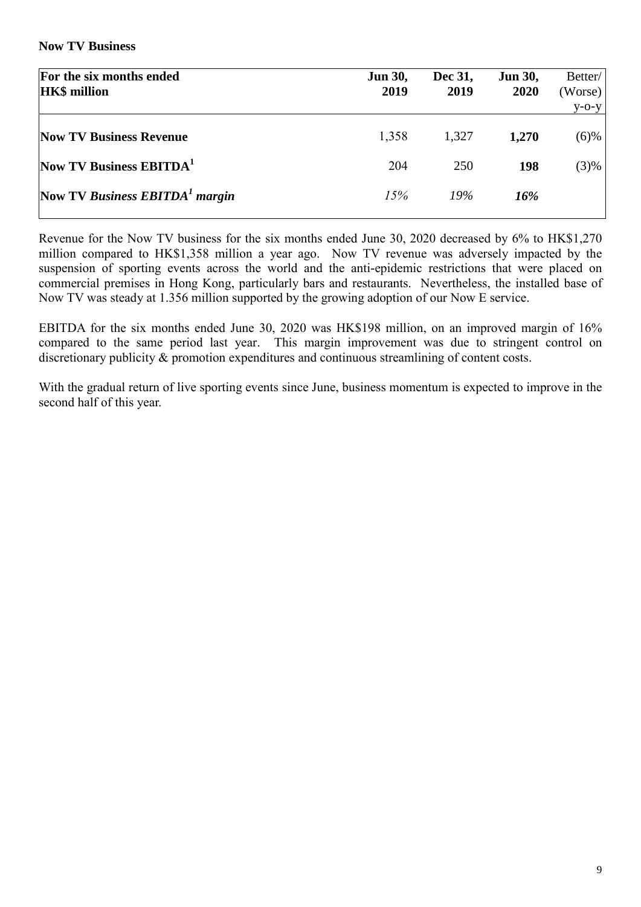**Now TV Business**

| For the six months ended<br>HK$ million | Jun 30, 2019 | Dec 31, 2019 | Jun 30, 2020 | Better/ (Worse) y-o-y |
|---|---|---|---|---|
| **Now TV Business Revenue** | 1,358 | 1,327 | **1,270** | (6)% |
| **Now TV Business EBITDA[1]** | 204 | 250 | **198** | (3)% |
| **Now TV *Business EBITDA[1] margin*** | *15%* | *19%* | ***16%*** | |

Revenue for the Now TV business for the six months ended June 30, 2020 decreased by 6% to HK$1,270 million compared to HK$1,358 million a year ago. Now TV revenue was adversely impacted by the suspension of sporting events across the world and the anti-epidemic restrictions that were placed on commercial premises in Hong Kong, particularly bars and restaurants. Nevertheless, the installed base of Now TV was steady at 1.356 million supported by the growing adoption of our Now E service.

EBITDA for the six months ended June 30, 2020 was HK$198 million, on an improved margin of 16% compared to the same period last year. This margin improvement was due to stringent control on discretionary publicity & promotion expenditures and continuous streamlining of content costs.

With the gradual return of live sporting events since June, business momentum is expected to improve in the second half of this year.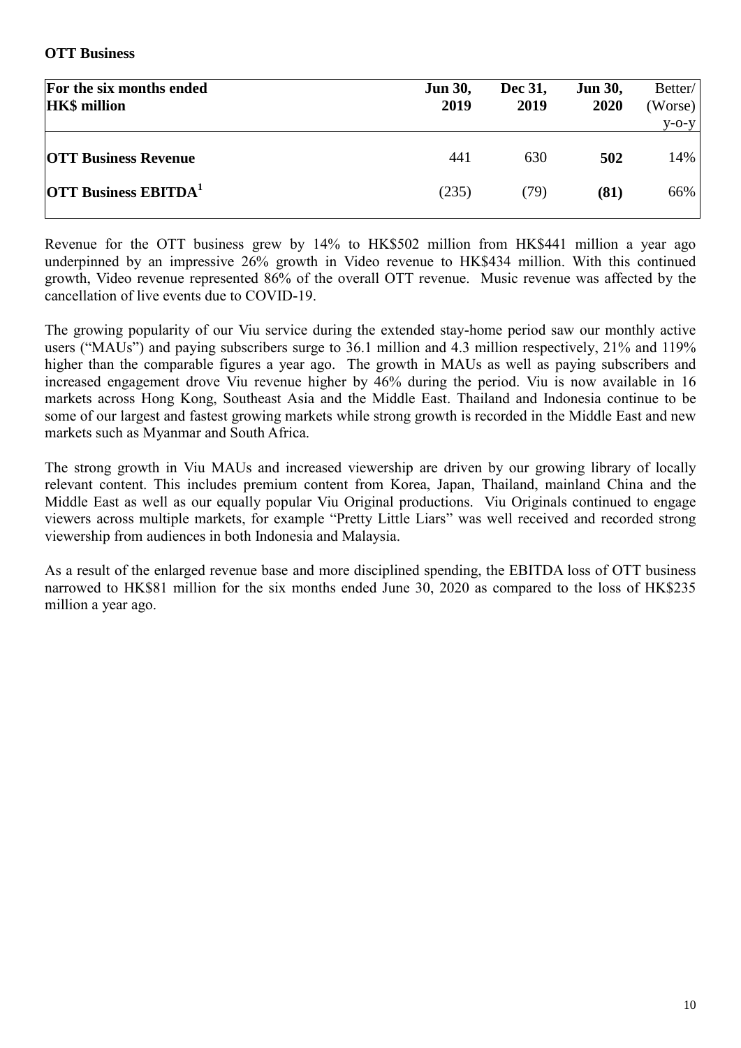**OTT Business**

| For the six months ended<br>HK$ million | Jun 30,<br>2019 | Dec 31,<br>2019 | Jun 30,<br>2020 | Better/<br>(Worse)<br>y-o-y |
|---|---|---|---|---|
| **OTT Business Revenue** | 441 | 630 | **502** | 14% |
| **OTT Business EBITDA**[1] | (235) | (79) | **(81)** | 66% |

Revenue for the OTT business grew by 14% to HK$502 million from HK$441 million a year ago underpinned by an impressive 26% growth in Video revenue to HK$434 million. With this continued growth, Video revenue represented 86% of the overall OTT revenue. Music revenue was affected by the cancellation of live events due to COVID-19.

The growing popularity of our Viu service during the extended stay-home period saw our monthly active users ("MAUs") and paying subscribers surge to 36.1 million and 4.3 million respectively, 21% and 119% higher than the comparable figures a year ago. The growth in MAUs as well as paying subscribers and increased engagement drove Viu revenue higher by 46% during the period. Viu is now available in 16 markets across Hong Kong, Southeast Asia and the Middle East. Thailand and Indonesia continue to be some of our largest and fastest growing markets while strong growth is recorded in the Middle East and new markets such as Myanmar and South Africa.

The strong growth in Viu MAUs and increased viewership are driven by our growing library of locally relevant content. This includes premium content from Korea, Japan, Thailand, mainland China and the Middle East as well as our equally popular Viu Original productions. Viu Originals continued to engage viewers across multiple markets, for example "Pretty Little Liars" was well received and recorded strong viewership from audiences in both Indonesia and Malaysia.

As a result of the enlarged revenue base and more disciplined spending, the EBITDA loss of OTT business narrowed to HK$81 million for the six months ended June 30, 2020 as compared to the loss of HK$235 million a year ago.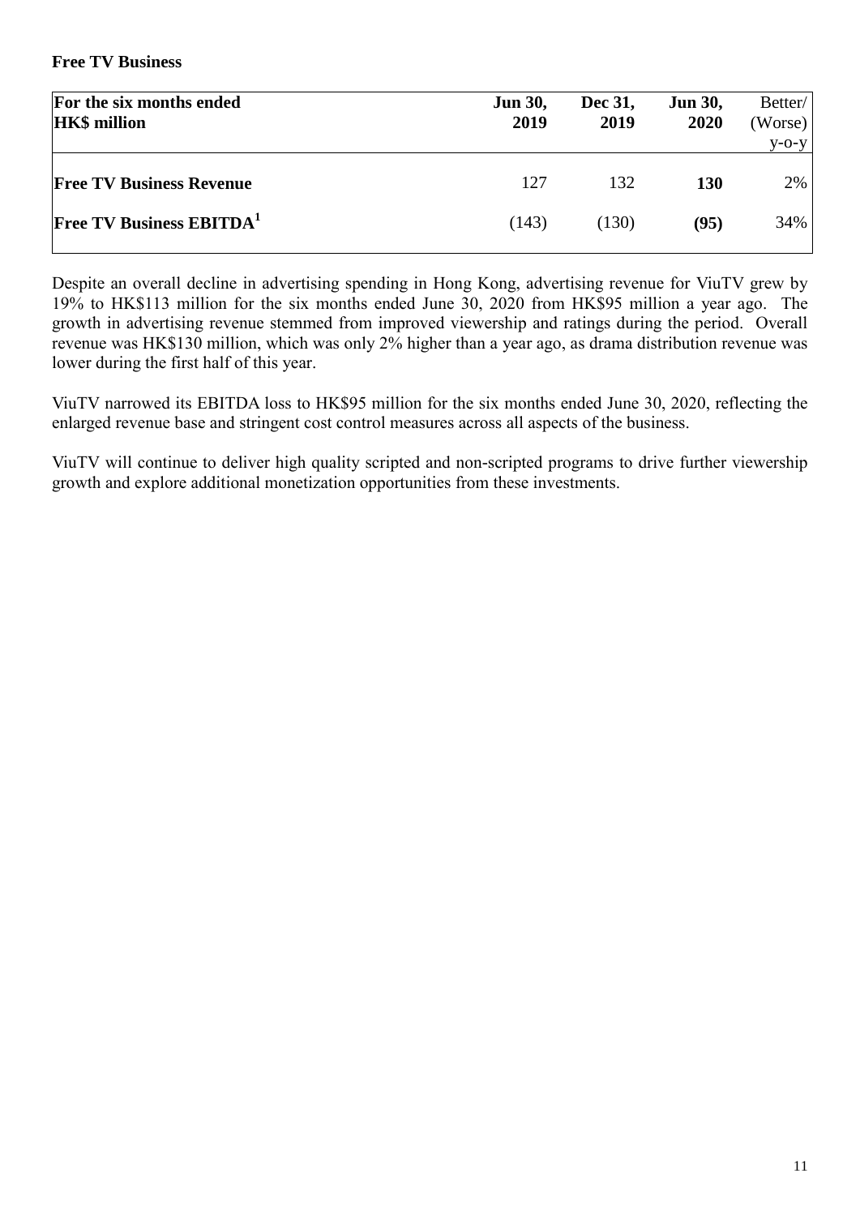**Free TV Business**

| For the six months ended<br>HK$ million | Jun 30,<br>2019 | Dec 31,<br>2019 | Jun 30,<br>2020 | Better/<br>(Worse)<br>y-o-y |
|---|---|---|---|---|
| **Free TV Business Revenue** | 127 | 132 | **130** | 2% |
| **Free TV Business EBITDA**[1] | (143) | (130) | **(95)** | 34% |

Despite an overall decline in advertising spending in Hong Kong, advertising revenue for ViuTV grew by 19% to HK$113 million for the six months ended June 30, 2020 from HK$95 million a year ago. The growth in advertising revenue stemmed from improved viewership and ratings during the period. Overall revenue was HK$130 million, which was only 2% higher than a year ago, as drama distribution revenue was lower during the first half of this year.

ViuTV narrowed its EBITDA loss to HK$95 million for the six months ended June 30, 2020, reflecting the enlarged revenue base and stringent cost control measures across all aspects of the business.

ViuTV will continue to deliver high quality scripted and non-scripted programs to drive further viewership growth and explore additional monetization opportunities from these investments.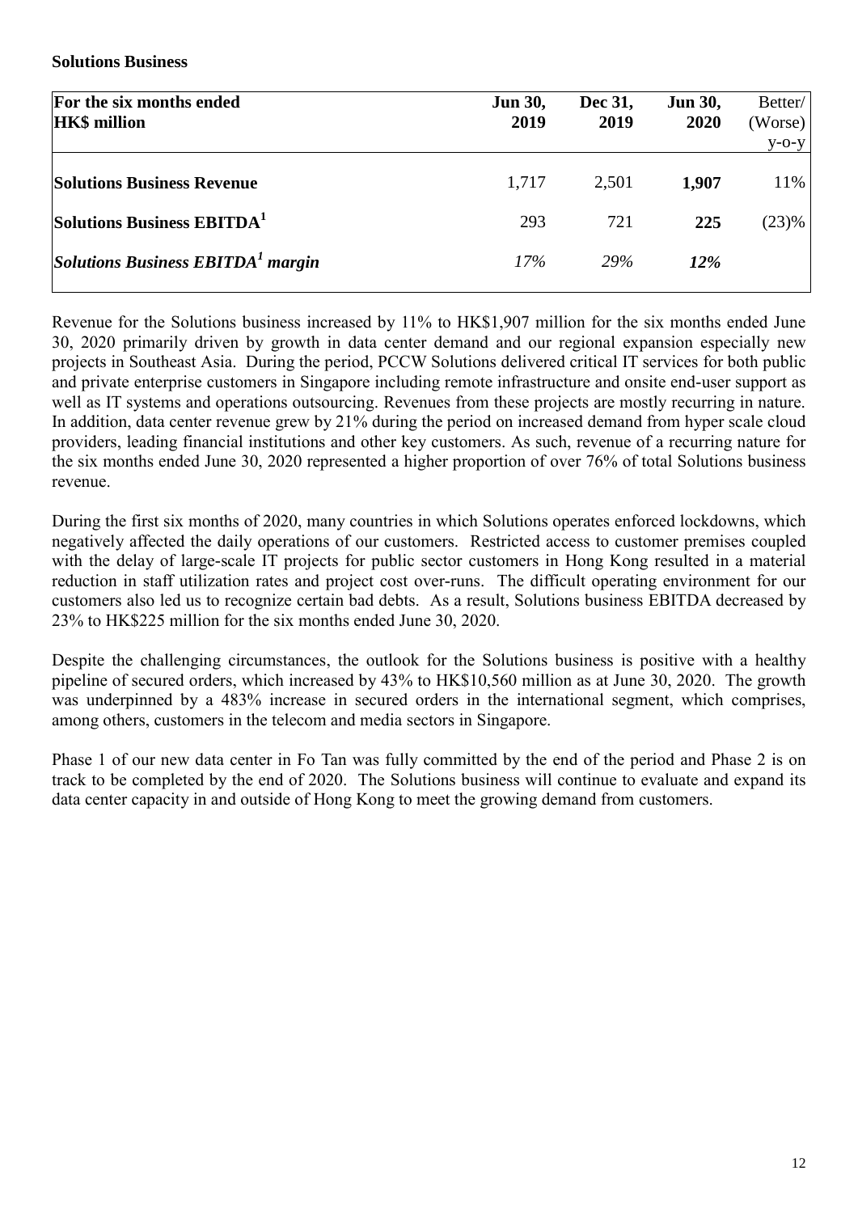**Solutions Business**

| For the six months ended<br>HK$ million | Jun 30,<br>2019 | Dec 31,<br>2019 | Jun 30,<br>2020 | Better/<br>(Worse)<br>y-o-y |
|---|---|---|---|---|
| **Solutions Business Revenue** | 1,717 | 2,501 | **1,907** | 11% |
| **Solutions Business EBITDA[1]** | 293 | 721 | **225** | (23)% |
| ***Solutions Business EBITDA[1] margin*** | *17%* | *29%* | ***12%*** | |

Revenue for the Solutions business increased by 11% to HK$1,907 million for the six months ended June 30, 2020 primarily driven by growth in data center demand and our regional expansion especially new projects in Southeast Asia. During the period, PCCW Solutions delivered critical IT services for both public and private enterprise customers in Singapore including remote infrastructure and onsite end-user support as well as IT systems and operations outsourcing. Revenues from these projects are mostly recurring in nature. In addition, data center revenue grew by 21% during the period on increased demand from hyper scale cloud providers, leading financial institutions and other key customers. As such, revenue of a recurring nature for the six months ended June 30, 2020 represented a higher proportion of over 76% of total Solutions business revenue.

During the first six months of 2020, many countries in which Solutions operates enforced lockdowns, which negatively affected the daily operations of our customers. Restricted access to customer premises coupled with the delay of large-scale IT projects for public sector customers in Hong Kong resulted in a material reduction in staff utilization rates and project cost over-runs. The difficult operating environment for our customers also led us to recognize certain bad debts. As a result, Solutions business EBITDA decreased by 23% to HK$225 million for the six months ended June 30, 2020.

Despite the challenging circumstances, the outlook for the Solutions business is positive with a healthy pipeline of secured orders, which increased by 43% to HK$10,560 million as at June 30, 2020. The growth was underpinned by a 483% increase in secured orders in the international segment, which comprises, among others, customers in the telecom and media sectors in Singapore.

Phase 1 of our new data center in Fo Tan was fully committed by the end of the period and Phase 2 is on track to be completed by the end of 2020. The Solutions business will continue to evaluate and expand its data center capacity in and outside of Hong Kong to meet the growing demand from customers.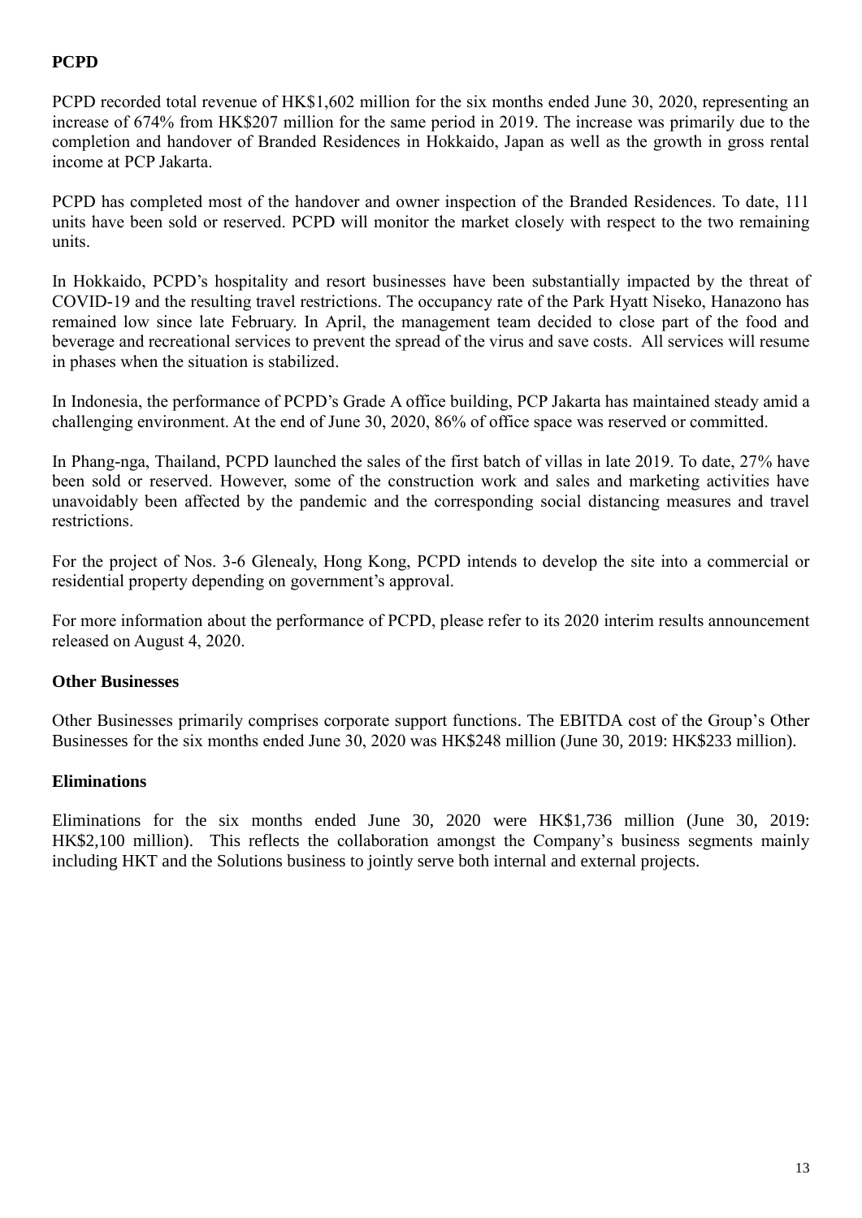**PCPD**

PCPD recorded total revenue of HK$1,602 million for the six months ended June 30, 2020, representing an increase of 674% from HK$207 million for the same period in 2019. The increase was primarily due to the completion and handover of Branded Residences in Hokkaido, Japan as well as the growth in gross rental income at PCP Jakarta.

PCPD has completed most of the handover and owner inspection of the Branded Residences. To date, 111 units have been sold or reserved. PCPD will monitor the market closely with respect to the two remaining units.

In Hokkaido, PCPD's hospitality and resort businesses have been substantially impacted by the threat of COVID-19 and the resulting travel restrictions. The occupancy rate of the Park Hyatt Niseko, Hanazono has remained low since late February. In April, the management team decided to close part of the food and beverage and recreational services to prevent the spread of the virus and save costs. All services will resume in phases when the situation is stabilized.

In Indonesia, the performance of PCPD's Grade A office building, PCP Jakarta has maintained steady amid a challenging environment. At the end of June 30, 2020, 86% of office space was reserved or committed.

In Phang-nga, Thailand, PCPD launched the sales of the first batch of villas in late 2019. To date, 27% have been sold or reserved. However, some of the construction work and sales and marketing activities have unavoidably been affected by the pandemic and the corresponding social distancing measures and travel restrictions.

For the project of Nos. 3-6 Glenealy, Hong Kong, PCPD intends to develop the site into a commercial or residential property depending on government's approval.

For more information about the performance of PCPD, please refer to its 2020 interim results announcement released on August 4, 2020.

**Other Businesses**

Other Businesses primarily comprises corporate support functions. The EBITDA cost of the Group's Other Businesses for the six months ended June 30, 2020 was HK$248 million (June 30, 2019: HK$233 million).

**Eliminations**

Eliminations for the six months ended June 30, 2020 were HK$1,736 million (June 30, 2019: HK$2,100 million). This reflects the collaboration amongst the Company's business segments mainly including HKT and the Solutions business to jointly serve both internal and external projects.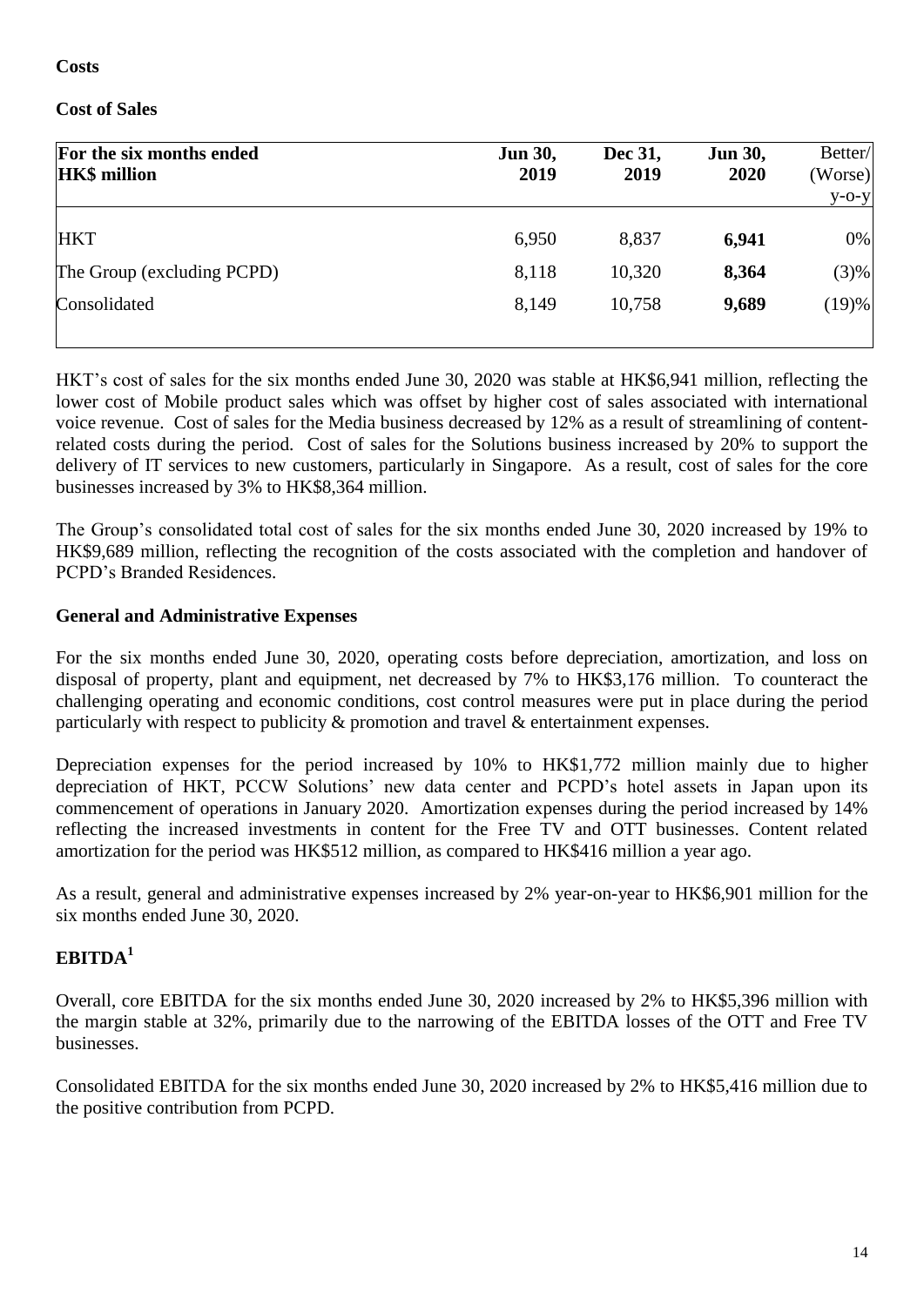## Costs

### Cost of Sales

| For the six months ended<br>HK$ million | Jun 30, 2019 | Dec 31, 2019 | Jun 30, 2020 | Better/ (Worse) y-o-y |
|---|---|---|---|---|
| HKT | 6,950 | 8,837 | **6,941** | 0% |
| The Group (excluding PCPD) | 8,118 | 10,320 | **8,364** | (3)% |
| Consolidated | 8,149 | 10,758 | **9,689** | (19)% |

HKT's cost of sales for the six months ended June 30, 2020 was stable at HK$6,941 million, reflecting the lower cost of Mobile product sales which was offset by higher cost of sales associated with international voice revenue. Cost of sales for the Media business decreased by 12% as a result of streamlining of content-related costs during the period. Cost of sales for the Solutions business increased by 20% to support the delivery of IT services to new customers, particularly in Singapore. As a result, cost of sales for the core businesses increased by 3% to HK$8,364 million.

The Group's consolidated total cost of sales for the six months ended June 30, 2020 increased by 19% to HK$9,689 million, reflecting the recognition of the costs associated with the completion and handover of PCPD's Branded Residences.

### General and Administrative Expenses

For the six months ended June 30, 2020, operating costs before depreciation, amortization, and loss on disposal of property, plant and equipment, net decreased by 7% to HK$3,176 million. To counteract the challenging operating and economic conditions, cost control measures were put in place during the period particularly with respect to publicity & promotion and travel & entertainment expenses.

Depreciation expenses for the period increased by 10% to HK$1,772 million mainly due to higher depreciation of HKT, PCCW Solutions' new data center and PCPD's hotel assets in Japan upon its commencement of operations in January 2020. Amortization expenses during the period increased by 14% reflecting the increased investments in content for the Free TV and OTT businesses. Content related amortization for the period was HK$512 million, as compared to HK$416 million a year ago.

As a result, general and administrative expenses increased by 2% year-on-year to HK$6,901 million for the six months ended June 30, 2020.

## EBITDA[1]

Overall, core EBITDA for the six months ended June 30, 2020 increased by 2% to HK$5,396 million with the margin stable at 32%, primarily due to the narrowing of the EBITDA losses of the OTT and Free TV businesses.

Consolidated EBITDA for the six months ended June 30, 2020 increased by 2% to HK$5,416 million due to the positive contribution from PCPD.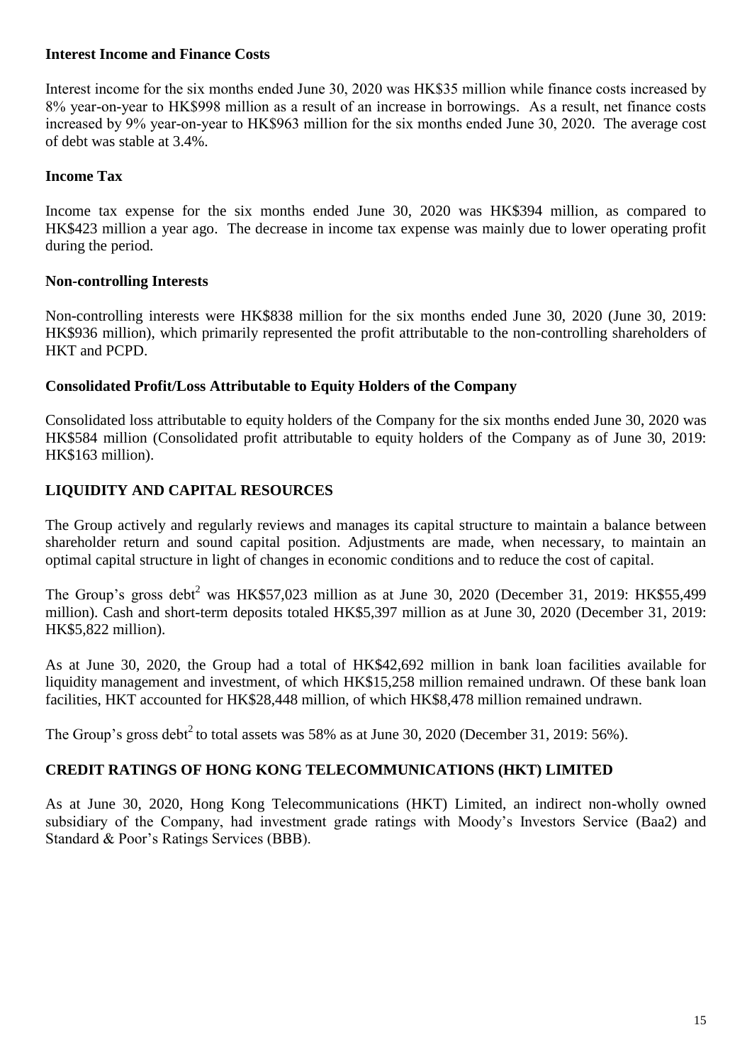### Interest Income and Finance Costs

Interest income for the six months ended June 30, 2020 was HK$35 million while finance costs increased by 8% year-on-year to HK$998 million as a result of an increase in borrowings. As a result, net finance costs increased by 9% year-on-year to HK$963 million for the six months ended June 30, 2020. The average cost of debt was stable at 3.4%.

### Income Tax

Income tax expense for the six months ended June 30, 2020 was HK$394 million, as compared to HK$423 million a year ago. The decrease in income tax expense was mainly due to lower operating profit during the period.

### Non-controlling Interests

Non-controlling interests were HK$838 million for the six months ended June 30, 2020 (June 30, 2019: HK$936 million), which primarily represented the profit attributable to the non-controlling shareholders of HKT and PCPD.

### Consolidated Profit/Loss Attributable to Equity Holders of the Company

Consolidated loss attributable to equity holders of the Company for the six months ended June 30, 2020 was HK$584 million (Consolidated profit attributable to equity holders of the Company as of June 30, 2019: HK$163 million).

## LIQUIDITY AND CAPITAL RESOURCES

The Group actively and regularly reviews and manages its capital structure to maintain a balance between shareholder return and sound capital position. Adjustments are made, when necessary, to maintain an optimal capital structure in light of changes in economic conditions and to reduce the cost of capital.

The Group's gross debt[2] was HK$57,023 million as at June 30, 2020 (December 31, 2019: HK$55,499 million). Cash and short-term deposits totaled HK$5,397 million as at June 30, 2020 (December 31, 2019: HK$5,822 million).

As at June 30, 2020, the Group had a total of HK$42,692 million in bank loan facilities available for liquidity management and investment, of which HK$15,258 million remained undrawn. Of these bank loan facilities, HKT accounted for HK$28,448 million, of which HK$8,478 million remained undrawn.

The Group's gross debt[2] to total assets was 58% as at June 30, 2020 (December 31, 2019: 56%).

## CREDIT RATINGS OF HONG KONG TELECOMMUNICATIONS (HKT) LIMITED

As at June 30, 2020, Hong Kong Telecommunications (HKT) Limited, an indirect non-wholly owned subsidiary of the Company, had investment grade ratings with Moody's Investors Service (Baa2) and Standard & Poor's Ratings Services (BBB).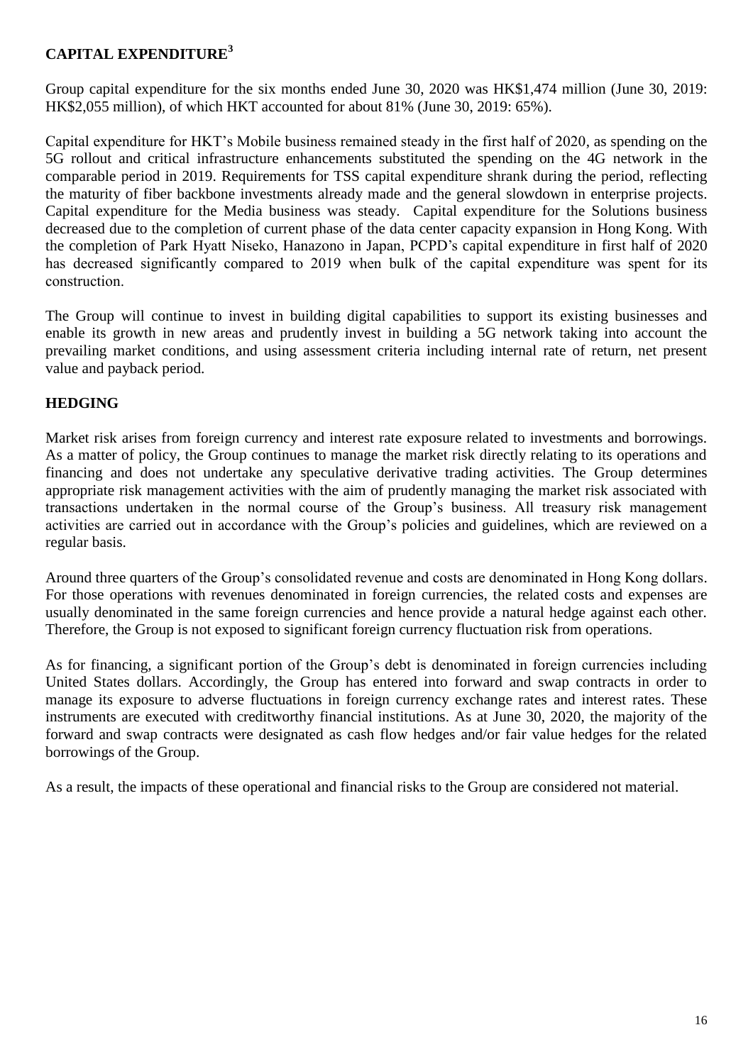## CAPITAL EXPENDITURE[3]

Group capital expenditure for the six months ended June 30, 2020 was HK$1,474 million (June 30, 2019: HK$2,055 million), of which HKT accounted for about 81% (June 30, 2019: 65%).

Capital expenditure for HKT's Mobile business remained steady in the first half of 2020, as spending on the 5G rollout and critical infrastructure enhancements substituted the spending on the 4G network in the comparable period in 2019. Requirements for TSS capital expenditure shrank during the period, reflecting the maturity of fiber backbone investments already made and the general slowdown in enterprise projects. Capital expenditure for the Media business was steady. Capital expenditure for the Solutions business decreased due to the completion of current phase of the data center capacity expansion in Hong Kong. With the completion of Park Hyatt Niseko, Hanazono in Japan, PCPD's capital expenditure in first half of 2020 has decreased significantly compared to 2019 when bulk of the capital expenditure was spent for its construction.

The Group will continue to invest in building digital capabilities to support its existing businesses and enable its growth in new areas and prudently invest in building a 5G network taking into account the prevailing market conditions, and using assessment criteria including internal rate of return, net present value and payback period.

## HEDGING

Market risk arises from foreign currency and interest rate exposure related to investments and borrowings. As a matter of policy, the Group continues to manage the market risk directly relating to its operations and financing and does not undertake any speculative derivative trading activities. The Group determines appropriate risk management activities with the aim of prudently managing the market risk associated with transactions undertaken in the normal course of the Group's business. All treasury risk management activities are carried out in accordance with the Group's policies and guidelines, which are reviewed on a regular basis.

Around three quarters of the Group's consolidated revenue and costs are denominated in Hong Kong dollars. For those operations with revenues denominated in foreign currencies, the related costs and expenses are usually denominated in the same foreign currencies and hence provide a natural hedge against each other. Therefore, the Group is not exposed to significant foreign currency fluctuation risk from operations.

As for financing, a significant portion of the Group's debt is denominated in foreign currencies including United States dollars. Accordingly, the Group has entered into forward and swap contracts in order to manage its exposure to adverse fluctuations in foreign currency exchange rates and interest rates. These instruments are executed with creditworthy financial institutions. As at June 30, 2020, the majority of the forward and swap contracts were designated as cash flow hedges and/or fair value hedges for the related borrowings of the Group.

As a result, the impacts of these operational and financial risks to the Group are considered not material.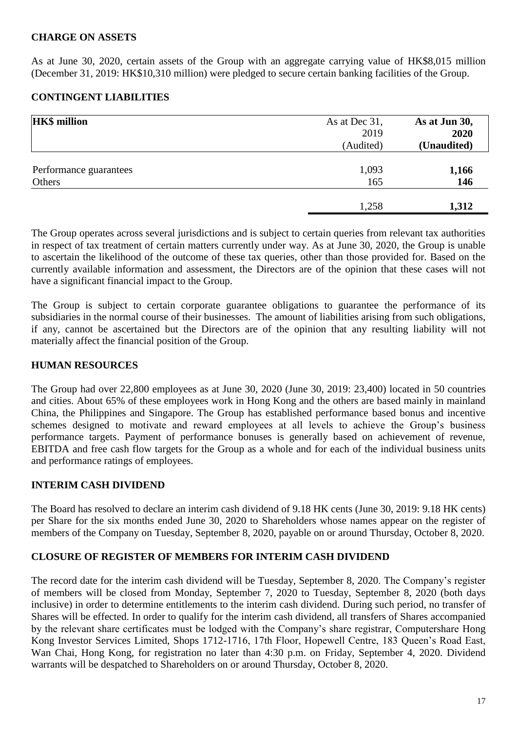## CHARGE ON ASSETS

As at June 30, 2020, certain assets of the Group with an aggregate carrying value of HK$8,015 million (December 31, 2019: HK$10,310 million) were pledged to secure certain banking facilities of the Group.

## CONTINGENT LIABILITIES

| HK$ million | As at Dec 31, 2019 (Audited) | **As at Jun 30, 2020 (Unaudited)** |
|---|---|---|
| Performance guarantees | 1,093 | **1,166** |
| Others | 165 | **146** |
| | 1,258 | **1,312** |

The Group operates across several jurisdictions and is subject to certain queries from relevant tax authorities in respect of tax treatment of certain matters currently under way. As at June 30, 2020, the Group is unable to ascertain the likelihood of the outcome of these tax queries, other than those provided for. Based on the currently available information and assessment, the Directors are of the opinion that these cases will not have a significant financial impact to the Group.

The Group is subject to certain corporate guarantee obligations to guarantee the performance of its subsidiaries in the normal course of their businesses. The amount of liabilities arising from such obligations, if any, cannot be ascertained but the Directors are of the opinion that any resulting liability will not materially affect the financial position of the Group.

## HUMAN RESOURCES

The Group had over 22,800 employees as at June 30, 2020 (June 30, 2019: 23,400) located in 50 countries and cities. About 65% of these employees work in Hong Kong and the others are based mainly in mainland China, the Philippines and Singapore. The Group has established performance based bonus and incentive schemes designed to motivate and reward employees at all levels to achieve the Group's business performance targets. Payment of performance bonuses is generally based on achievement of revenue, EBITDA and free cash flow targets for the Group as a whole and for each of the individual business units and performance ratings of employees.

## INTERIM CASH DIVIDEND

The Board has resolved to declare an interim cash dividend of 9.18 HK cents (June 30, 2019: 9.18 HK cents) per Share for the six months ended June 30, 2020 to Shareholders whose names appear on the register of members of the Company on Tuesday, September 8, 2020, payable on or around Thursday, October 8, 2020.

## CLOSURE OF REGISTER OF MEMBERS FOR INTERIM CASH DIVIDEND

The record date for the interim cash dividend will be Tuesday, September 8, 2020. The Company's register of members will be closed from Monday, September 7, 2020 to Tuesday, September 8, 2020 (both days inclusive) in order to determine entitlements to the interim cash dividend. During such period, no transfer of Shares will be effected. In order to qualify for the interim cash dividend, all transfers of Shares accompanied by the relevant share certificates must be lodged with the Company's share registrar, Computershare Hong Kong Investor Services Limited, Shops 1712-1716, 17th Floor, Hopewell Centre, 183 Queen's Road East, Wan Chai, Hong Kong, for registration no later than 4:30 p.m. on Friday, September 4, 2020. Dividend warrants will be despatched to Shareholders on or around Thursday, October 8, 2020.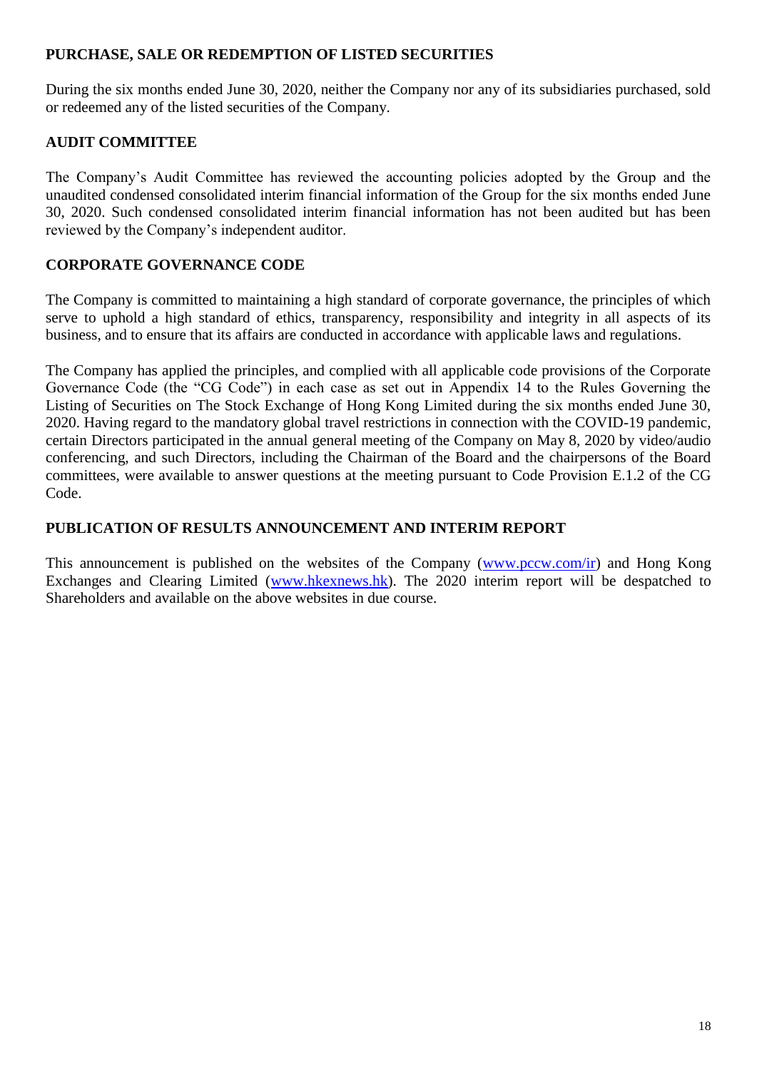## PURCHASE, SALE OR REDEMPTION OF LISTED SECURITIES

During the six months ended June 30, 2020, neither the Company nor any of its subsidiaries purchased, sold or redeemed any of the listed securities of the Company.

## AUDIT COMMITTEE

The Company's Audit Committee has reviewed the accounting policies adopted by the Group and the unaudited condensed consolidated interim financial information of the Group for the six months ended June 30, 2020. Such condensed consolidated interim financial information has not been audited but has been reviewed by the Company's independent auditor.

## CORPORATE GOVERNANCE CODE

The Company is committed to maintaining a high standard of corporate governance, the principles of which serve to uphold a high standard of ethics, transparency, responsibility and integrity in all aspects of its business, and to ensure that its affairs are conducted in accordance with applicable laws and regulations.

The Company has applied the principles, and complied with all applicable code provisions of the Corporate Governance Code (the "CG Code") in each case as set out in Appendix 14 to the Rules Governing the Listing of Securities on The Stock Exchange of Hong Kong Limited during the six months ended June 30, 2020. Having regard to the mandatory global travel restrictions in connection with the COVID-19 pandemic, certain Directors participated in the annual general meeting of the Company on May 8, 2020 by video/audio conferencing, and such Directors, including the Chairman of the Board and the chairpersons of the Board committees, were available to answer questions at the meeting pursuant to Code Provision E.1.2 of the CG Code.

## PUBLICATION OF RESULTS ANNOUNCEMENT AND INTERIM REPORT

This announcement is published on the websites of the Company (www.pccw.com/ir) and Hong Kong Exchanges and Clearing Limited (www.hkexnews.hk). The 2020 interim report will be despatched to Shareholders and available on the above websites in due course.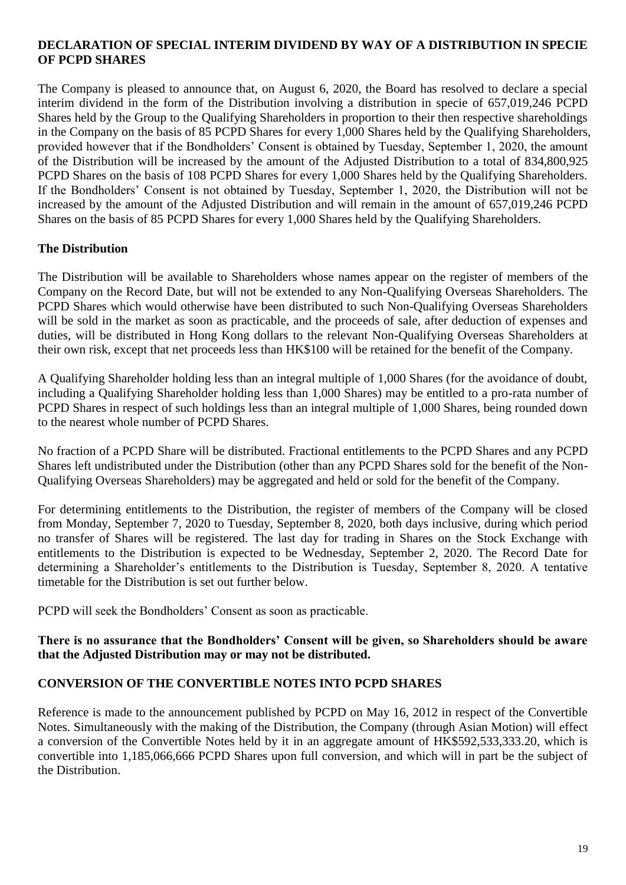## DECLARATION OF SPECIAL INTERIM DIVIDEND BY WAY OF A DISTRIBUTION IN SPECIE OF PCPD SHARES

The Company is pleased to announce that, on August 6, 2020, the Board has resolved to declare a special interim dividend in the form of the Distribution involving a distribution in specie of 657,019,246 PCPD Shares held by the Group to the Qualifying Shareholders in proportion to their then respective shareholdings in the Company on the basis of 85 PCPD Shares for every 1,000 Shares held by the Qualifying Shareholders, provided however that if the Bondholders' Consent is obtained by Tuesday, September 1, 2020, the amount of the Distribution will be increased by the amount of the Adjusted Distribution to a total of 834,800,925 PCPD Shares on the basis of 108 PCPD Shares for every 1,000 Shares held by the Qualifying Shareholders. If the Bondholders' Consent is not obtained by Tuesday, September 1, 2020, the Distribution will not be increased by the amount of the Adjusted Distribution and will remain in the amount of 657,019,246 PCPD Shares on the basis of 85 PCPD Shares for every 1,000 Shares held by the Qualifying Shareholders.

### The Distribution

The Distribution will be available to Shareholders whose names appear on the register of members of the Company on the Record Date, but will not be extended to any Non-Qualifying Overseas Shareholders. The PCPD Shares which would otherwise have been distributed to such Non-Qualifying Overseas Shareholders will be sold in the market as soon as practicable, and the proceeds of sale, after deduction of expenses and duties, will be distributed in Hong Kong dollars to the relevant Non-Qualifying Overseas Shareholders at their own risk, except that net proceeds less than HK$100 will be retained for the benefit of the Company.

A Qualifying Shareholder holding less than an integral multiple of 1,000 Shares (for the avoidance of doubt, including a Qualifying Shareholder holding less than 1,000 Shares) may be entitled to a pro-rata number of PCPD Shares in respect of such holdings less than an integral multiple of 1,000 Shares, being rounded down to the nearest whole number of PCPD Shares.

No fraction of a PCPD Share will be distributed. Fractional entitlements to the PCPD Shares and any PCPD Shares left undistributed under the Distribution (other than any PCPD Shares sold for the benefit of the Non-Qualifying Overseas Shareholders) may be aggregated and held or sold for the benefit of the Company.

For determining entitlements to the Distribution, the register of members of the Company will be closed from Monday, September 7, 2020 to Tuesday, September 8, 2020, both days inclusive, during which period no transfer of Shares will be registered. The last day for trading in Shares on the Stock Exchange with entitlements to the Distribution is expected to be Wednesday, September 2, 2020. The Record Date for determining a Shareholder's entitlements to the Distribution is Tuesday, September 8, 2020. A tentative timetable for the Distribution is set out further below.

PCPD will seek the Bondholders' Consent as soon as practicable.

**There is no assurance that the Bondholders' Consent will be given, so Shareholders should be aware that the Adjusted Distribution may or may not be distributed.**

## CONVERSION OF THE CONVERTIBLE NOTES INTO PCPD SHARES

Reference is made to the announcement published by PCPD on May 16, 2012 in respect of the Convertible Notes. Simultaneously with the making of the Distribution, the Company (through Asian Motion) will effect a conversion of the Convertible Notes held by it in an aggregate amount of HK$592,533,333.20, which is convertible into 1,185,066,666 PCPD Shares upon full conversion, and which will in part be the subject of the Distribution.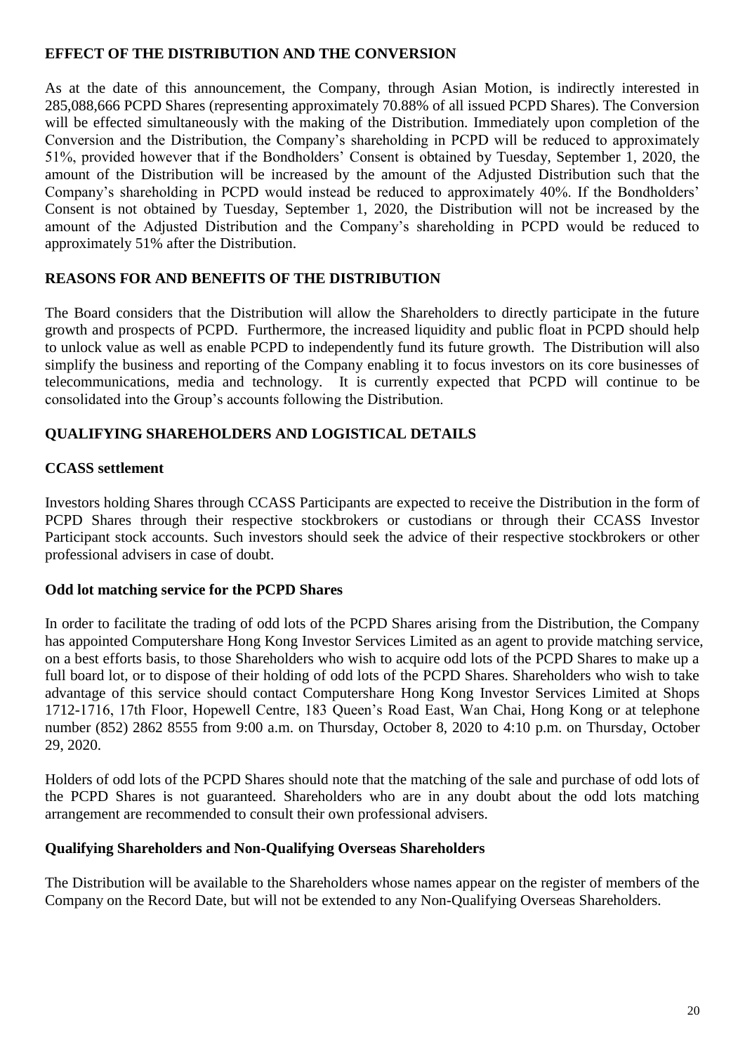## EFFECT OF THE DISTRIBUTION AND THE CONVERSION

As at the date of this announcement, the Company, through Asian Motion, is indirectly interested in 285,088,666 PCPD Shares (representing approximately 70.88% of all issued PCPD Shares). The Conversion will be effected simultaneously with the making of the Distribution. Immediately upon completion of the Conversion and the Distribution, the Company's shareholding in PCPD will be reduced to approximately 51%, provided however that if the Bondholders' Consent is obtained by Tuesday, September 1, 2020, the amount of the Distribution will be increased by the amount of the Adjusted Distribution such that the Company's shareholding in PCPD would instead be reduced to approximately 40%. If the Bondholders' Consent is not obtained by Tuesday, September 1, 2020, the Distribution will not be increased by the amount of the Adjusted Distribution and the Company's shareholding in PCPD would be reduced to approximately 51% after the Distribution.

## REASONS FOR AND BENEFITS OF THE DISTRIBUTION

The Board considers that the Distribution will allow the Shareholders to directly participate in the future growth and prospects of PCPD. Furthermore, the increased liquidity and public float in PCPD should help to unlock value as well as enable PCPD to independently fund its future growth. The Distribution will also simplify the business and reporting of the Company enabling it to focus investors on its core businesses of telecommunications, media and technology. It is currently expected that PCPD will continue to be consolidated into the Group's accounts following the Distribution.

## QUALIFYING SHAREHOLDERS AND LOGISTICAL DETAILS

### CCASS settlement

Investors holding Shares through CCASS Participants are expected to receive the Distribution in the form of PCPD Shares through their respective stockbrokers or custodians or through their CCASS Investor Participant stock accounts. Such investors should seek the advice of their respective stockbrokers or other professional advisers in case of doubt.

### Odd lot matching service for the PCPD Shares

In order to facilitate the trading of odd lots of the PCPD Shares arising from the Distribution, the Company has appointed Computershare Hong Kong Investor Services Limited as an agent to provide matching service, on a best efforts basis, to those Shareholders who wish to acquire odd lots of the PCPD Shares to make up a full board lot, or to dispose of their holding of odd lots of the PCPD Shares. Shareholders who wish to take advantage of this service should contact Computershare Hong Kong Investor Services Limited at Shops 1712-1716, 17th Floor, Hopewell Centre, 183 Queen's Road East, Wan Chai, Hong Kong or at telephone number (852) 2862 8555 from 9:00 a.m. on Thursday, October 8, 2020 to 4:10 p.m. on Thursday, October 29, 2020.

Holders of odd lots of the PCPD Shares should note that the matching of the sale and purchase of odd lots of the PCPD Shares is not guaranteed. Shareholders who are in any doubt about the odd lots matching arrangement are recommended to consult their own professional advisers.

### Qualifying Shareholders and Non-Qualifying Overseas Shareholders

The Distribution will be available to the Shareholders whose names appear on the register of members of the Company on the Record Date, but will not be extended to any Non-Qualifying Overseas Shareholders.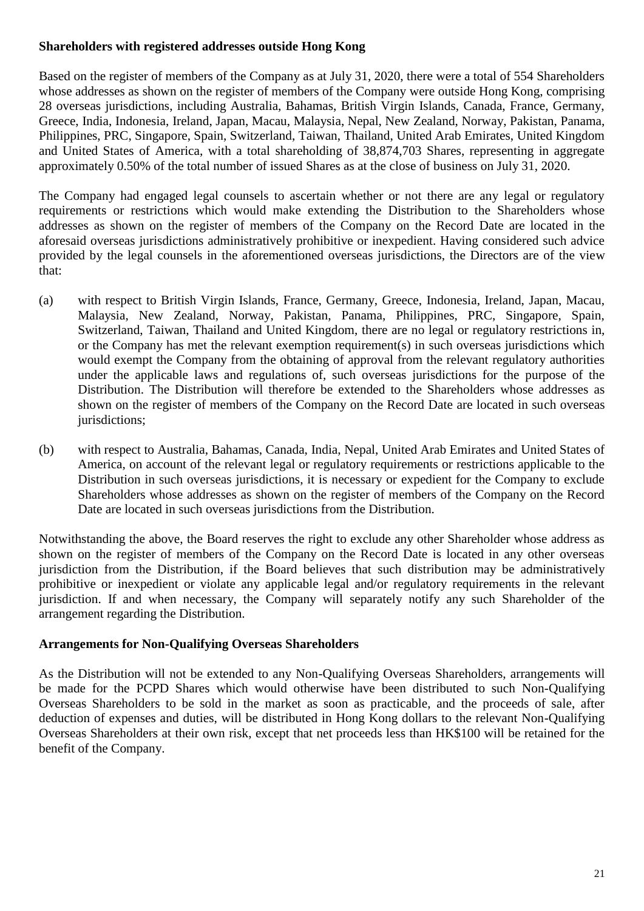**Shareholders with registered addresses outside Hong Kong**

Based on the register of members of the Company as at July 31, 2020, there were a total of 554 Shareholders whose addresses as shown on the register of members of the Company were outside Hong Kong, comprising 28 overseas jurisdictions, including Australia, Bahamas, British Virgin Islands, Canada, France, Germany, Greece, India, Indonesia, Ireland, Japan, Macau, Malaysia, Nepal, New Zealand, Norway, Pakistan, Panama, Philippines, PRC, Singapore, Spain, Switzerland, Taiwan, Thailand, United Arab Emirates, United Kingdom and United States of America, with a total shareholding of 38,874,703 Shares, representing in aggregate approximately 0.50% of the total number of issued Shares as at the close of business on July 31, 2020.

The Company had engaged legal counsels to ascertain whether or not there are any legal or regulatory requirements or restrictions which would make extending the Distribution to the Shareholders whose addresses as shown on the register of members of the Company on the Record Date are located in the aforesaid overseas jurisdictions administratively prohibitive or inexpedient. Having considered such advice provided by the legal counsels in the aforementioned overseas jurisdictions, the Directors are of the view that:

(a) with respect to British Virgin Islands, France, Germany, Greece, Indonesia, Ireland, Japan, Macau, Malaysia, New Zealand, Norway, Pakistan, Panama, Philippines, PRC, Singapore, Spain, Switzerland, Taiwan, Thailand and United Kingdom, there are no legal or regulatory restrictions in, or the Company has met the relevant exemption requirement(s) in such overseas jurisdictions which would exempt the Company from the obtaining of approval from the relevant regulatory authorities under the applicable laws and regulations of, such overseas jurisdictions for the purpose of the Distribution. The Distribution will therefore be extended to the Shareholders whose addresses as shown on the register of members of the Company on the Record Date are located in such overseas jurisdictions;

(b) with respect to Australia, Bahamas, Canada, India, Nepal, United Arab Emirates and United States of America, on account of the relevant legal or regulatory requirements or restrictions applicable to the Distribution in such overseas jurisdictions, it is necessary or expedient for the Company to exclude Shareholders whose addresses as shown on the register of members of the Company on the Record Date are located in such overseas jurisdictions from the Distribution.

Notwithstanding the above, the Board reserves the right to exclude any other Shareholder whose address as shown on the register of members of the Company on the Record Date is located in any other overseas jurisdiction from the Distribution, if the Board believes that such distribution may be administratively prohibitive or inexpedient or violate any applicable legal and/or regulatory requirements in the relevant jurisdiction. If and when necessary, the Company will separately notify any such Shareholder of the arrangement regarding the Distribution.

**Arrangements for Non-Qualifying Overseas Shareholders**

As the Distribution will not be extended to any Non-Qualifying Overseas Shareholders, arrangements will be made for the PCPD Shares which would otherwise have been distributed to such Non-Qualifying Overseas Shareholders to be sold in the market as soon as practicable, and the proceeds of sale, after deduction of expenses and duties, will be distributed in Hong Kong dollars to the relevant Non-Qualifying Overseas Shareholders at their own risk, except that net proceeds less than HK$100 will be retained for the benefit of the Company.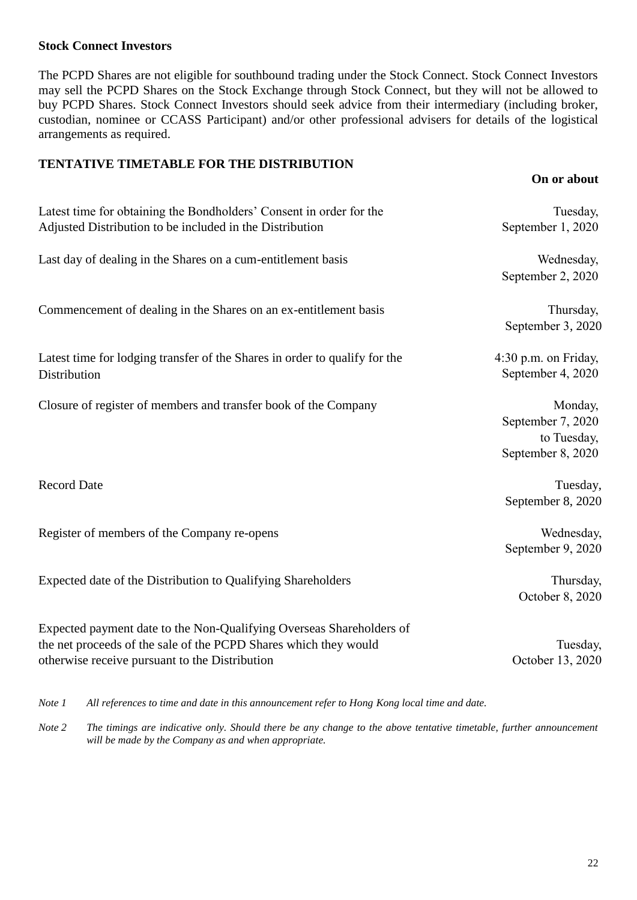**Stock Connect Investors**

The PCPD Shares are not eligible for southbound trading under the Stock Connect. Stock Connect Investors may sell the PCPD Shares on the Stock Exchange through Stock Connect, but they will not be allowed to buy PCPD Shares. Stock Connect Investors should seek advice from their intermediary (including broker, custodian, nominee or CCASS Participant) and/or other professional advisers for details of the logistical arrangements as required.

**TENTATIVE TIMETABLE FOR THE DISTRIBUTION**

| | **On or about** |
|---|---|
| Latest time for obtaining the Bondholders' Consent in order for the Adjusted Distribution to be included in the Distribution | Tuesday, September 1, 2020 |
| Last day of dealing in the Shares on a cum-entitlement basis | Wednesday, September 2, 2020 |
| Commencement of dealing in the Shares on an ex-entitlement basis | Thursday, September 3, 2020 |
| Latest time for lodging transfer of the Shares in order to qualify for the Distribution | 4:30 p.m. on Friday, September 4, 2020 |
| Closure of register of members and transfer book of the Company | Monday, September 7, 2020 to Tuesday, September 8, 2020 |
| Record Date | Tuesday, September 8, 2020 |
| Register of members of the Company re-opens | Wednesday, September 9, 2020 |
| Expected date of the Distribution to Qualifying Shareholders | Thursday, October 8, 2020 |
| Expected payment date to the Non-Qualifying Overseas Shareholders of the net proceeds of the sale of the PCPD Shares which they would otherwise receive pursuant to the Distribution | Tuesday, October 13, 2020 |

*Note 1 All references to time and date in this announcement refer to Hong Kong local time and date.*

*Note 2 The timings are indicative only. Should there be any change to the above tentative timetable, further announcement will be made by the Company as and when appropriate.*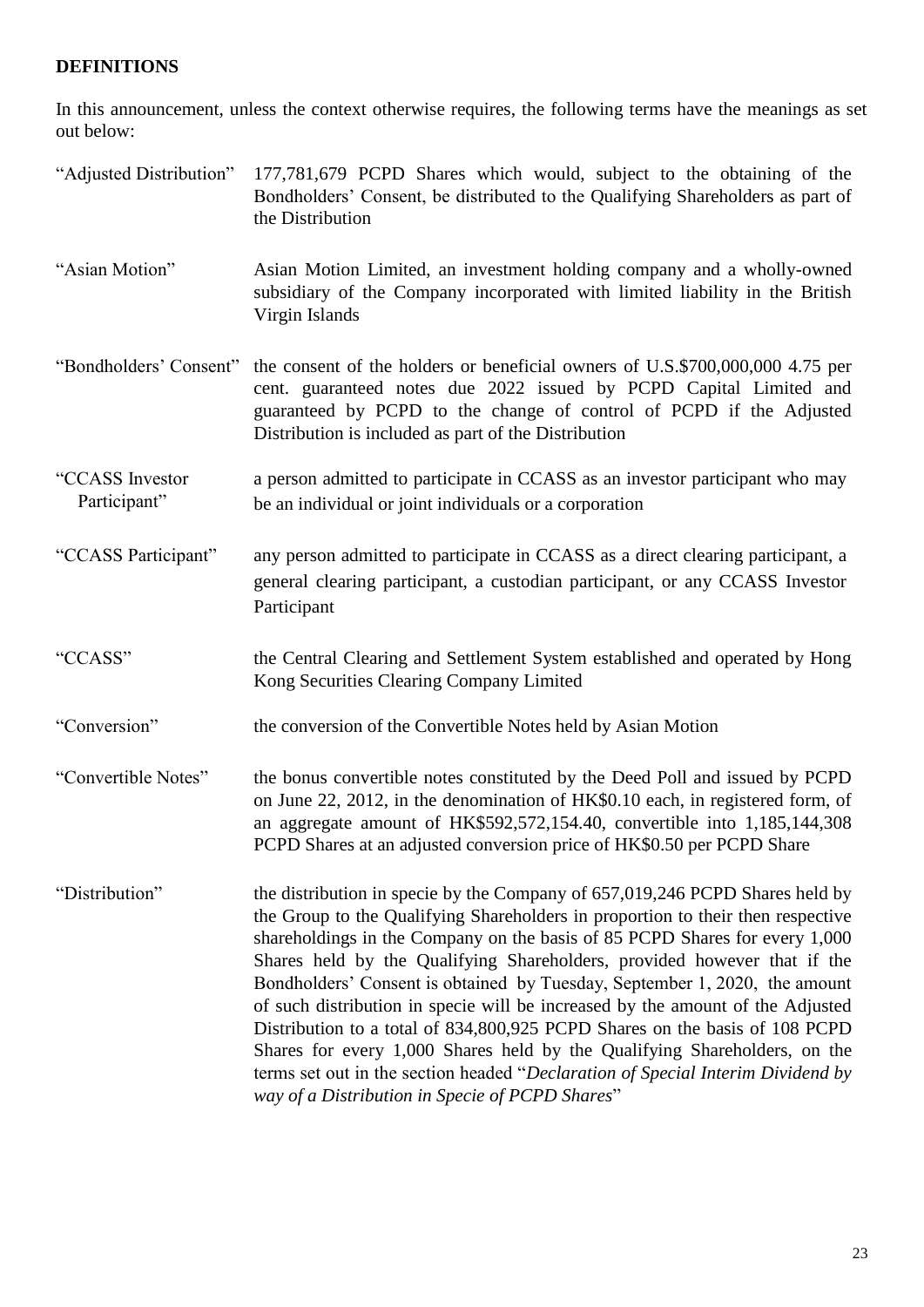## DEFINITIONS

In this announcement, unless the context otherwise requires, the following terms have the meanings as set out below:

| Term | Meaning |
|---|---|
| "Adjusted Distribution" | 177,781,679 PCPD Shares which would, subject to the obtaining of the Bondholders' Consent, be distributed to the Qualifying Shareholders as part of the Distribution |
| "Asian Motion" | Asian Motion Limited, an investment holding company and a wholly-owned subsidiary of the Company incorporated with limited liability in the British Virgin Islands |
| "Bondholders' Consent" | the consent of the holders or beneficial owners of U.S.$700,000,000 4.75 per cent. guaranteed notes due 2022 issued by PCPD Capital Limited and guaranteed by PCPD to the change of control of PCPD if the Adjusted Distribution is included as part of the Distribution |
| "CCASS Investor Participant" | a person admitted to participate in CCASS as an investor participant who may be an individual or joint individuals or a corporation |
| "CCASS Participant" | any person admitted to participate in CCASS as a direct clearing participant, a general clearing participant, a custodian participant, or any CCASS Investor Participant |
| "CCASS" | the Central Clearing and Settlement System established and operated by Hong Kong Securities Clearing Company Limited |
| "Conversion" | the conversion of the Convertible Notes held by Asian Motion |
| "Convertible Notes" | the bonus convertible notes constituted by the Deed Poll and issued by PCPD on June 22, 2012, in the denomination of HK$0.10 each, in registered form, of an aggregate amount of HK$592,572,154.40, convertible into 1,185,144,308 PCPD Shares at an adjusted conversion price of HK$0.50 per PCPD Share |
| "Distribution" | the distribution in specie by the Company of 657,019,246 PCPD Shares held by the Group to the Qualifying Shareholders in proportion to their then respective shareholdings in the Company on the basis of 85 PCPD Shares for every 1,000 Shares held by the Qualifying Shareholders, provided however that if the Bondholders' Consent is obtained by Tuesday, September 1, 2020, the amount of such distribution in specie will be increased by the amount of the Adjusted Distribution to a total of 834,800,925 PCPD Shares on the basis of 108 PCPD Shares for every 1,000 Shares held by the Qualifying Shareholders, on the terms set out in the section headed "*Declaration of Special Interim Dividend by way of a Distribution in Specie of PCPD Shares*" |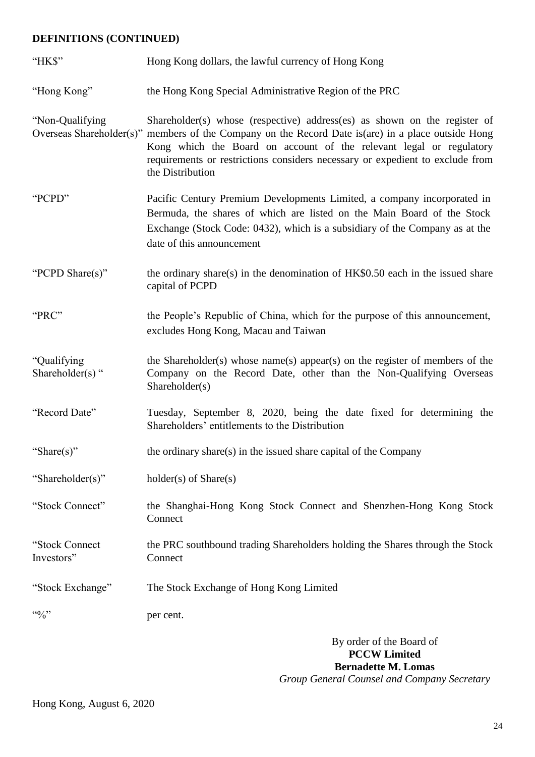## DEFINITIONS (CONTINUED)

| | |
|---|---|
| "HK$" | Hong Kong dollars, the lawful currency of Hong Kong |
| "Hong Kong" | the Hong Kong Special Administrative Region of the PRC |
| "Non-Qualifying Overseas Shareholder(s)" | Shareholder(s) whose (respective) address(es) as shown on the register of members of the Company on the Record Date is(are) in a place outside Hong Kong which the Board on account of the relevant legal or regulatory requirements or restrictions considers necessary or expedient to exclude from the Distribution |
| "PCPD" | Pacific Century Premium Developments Limited, a company incorporated in Bermuda, the shares of which are listed on the Main Board of the Stock Exchange (Stock Code: 0432), which is a subsidiary of the Company as at the date of this announcement |
| "PCPD Share(s)" | the ordinary share(s) in the denomination of HK$0.50 each in the issued share capital of PCPD |
| "PRC" | the People's Republic of China, which for the purpose of this announcement, excludes Hong Kong, Macau and Taiwan |
| "Qualifying Shareholder(s) " | the Shareholder(s) whose name(s) appear(s) on the register of members of the Company on the Record Date, other than the Non-Qualifying Overseas Shareholder(s) |
| "Record Date" | Tuesday, September 8, 2020, being the date fixed for determining the Shareholders' entitlements to the Distribution |
| "Share(s)" | the ordinary share(s) in the issued share capital of the Company |
| "Shareholder(s)" | holder(s) of Share(s) |
| "Stock Connect" | the Shanghai-Hong Kong Stock Connect and Shenzhen-Hong Kong Stock Connect |
| "Stock Connect Investors" | the PRC southbound trading Shareholders holding the Shares through the Stock Connect |
| "Stock Exchange" | The Stock Exchange of Hong Kong Limited |
| "%" | per cent. |

By order of the Board of
**PCCW Limited**
**Bernadette M. Lomas**
*Group General Counsel and Company Secretary*

Hong Kong, August 6, 2020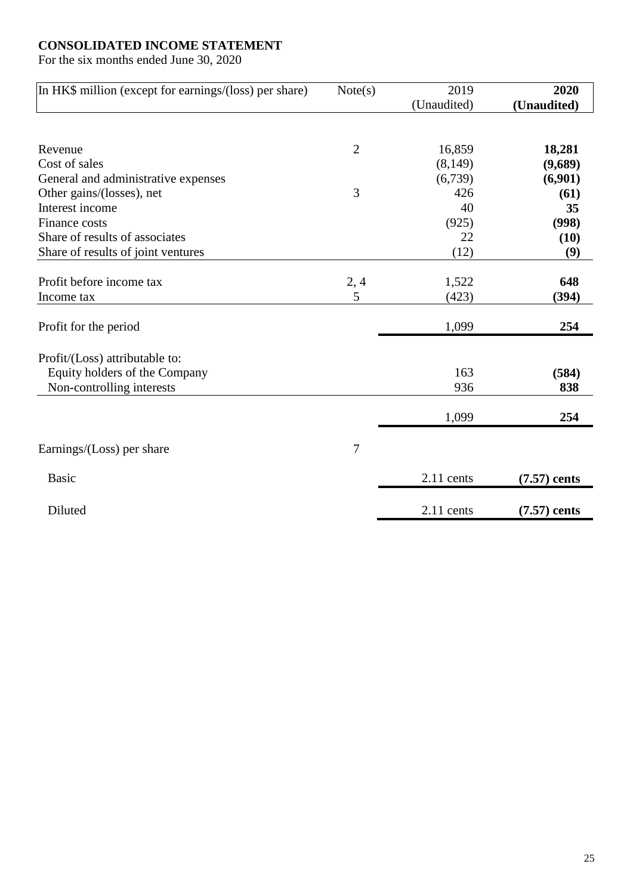**CONSOLIDATED INCOME STATEMENT**
For the six months ended June 30, 2020

| In HK$ million (except for earnings/(loss) per share) | Note(s) | 2019 (Unaudited) | **2020 (Unaudited)** |
|---|---|---|---|
| Revenue | 2 | 16,859 | **18,281** |
| Cost of sales | | (8,149) | **(9,689)** |
| General and administrative expenses | | (6,739) | **(6,901)** |
| Other gains/(losses), net | 3 | 426 | **(61)** |
| Interest income | | 40 | **35** |
| Finance costs | | (925) | **(998)** |
| Share of results of associates | | 22 | **(10)** |
| Share of results of joint ventures | | (12) | **(9)** |
| Profit before income tax | 2, 4 | 1,522 | **648** |
| Income tax | 5 | (423) | **(394)** |
| Profit for the period | | 1,099 | **254** |
| Profit/(Loss) attributable to: | | | |
| Equity holders of the Company | | 163 | **(584)** |
| Non-controlling interests | | 936 | **838** |
| | | 1,099 | **254** |
| Earnings/(Loss) per share | 7 | | |
| Basic | | 2.11 cents | **(7.57) cents** |
| Diluted | | 2.11 cents | **(7.57) cents** |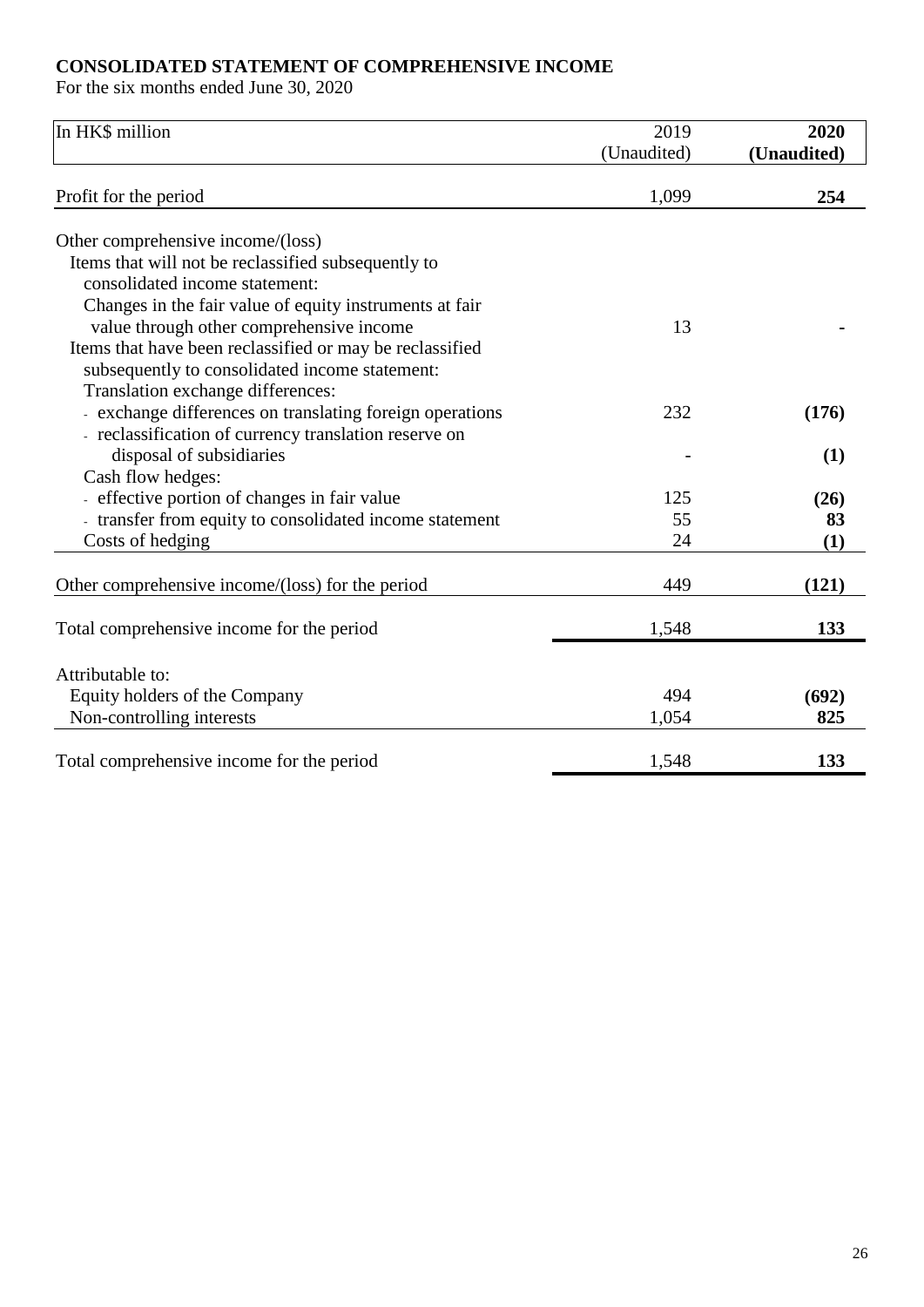**CONSOLIDATED STATEMENT OF COMPREHENSIVE INCOME**

For the six months ended June 30, 2020

| In HK$ million | 2019 (Unaudited) | **2020 (Unaudited)** |
|---|---|---|
| Profit for the period | 1,099 | **254** |
| Other comprehensive income/(loss) | | |
| Items that will not be reclassified subsequently to consolidated income statement: | | |
| Changes in the fair value of equity instruments at fair value through other comprehensive income | 13 | **-** |
| Items that have been reclassified or may be reclassified subsequently to consolidated income statement: | | |
| Translation exchange differences: | | |
| - exchange differences on translating foreign operations | 232 | **(176)** |
| - reclassification of currency translation reserve on disposal of subsidiaries | - | **(1)** |
| Cash flow hedges: | | |
| - effective portion of changes in fair value | 125 | **(26)** |
| - transfer from equity to consolidated income statement | 55 | **83** |
| Costs of hedging | 24 | **(1)** |
| Other comprehensive income/(loss) for the period | 449 | **(121)** |
| Total comprehensive income for the period | 1,548 | **133** |
| Attributable to: | | |
| Equity holders of the Company | 494 | **(692)** |
| Non-controlling interests | 1,054 | **825** |
| Total comprehensive income for the period | 1,548 | **133** |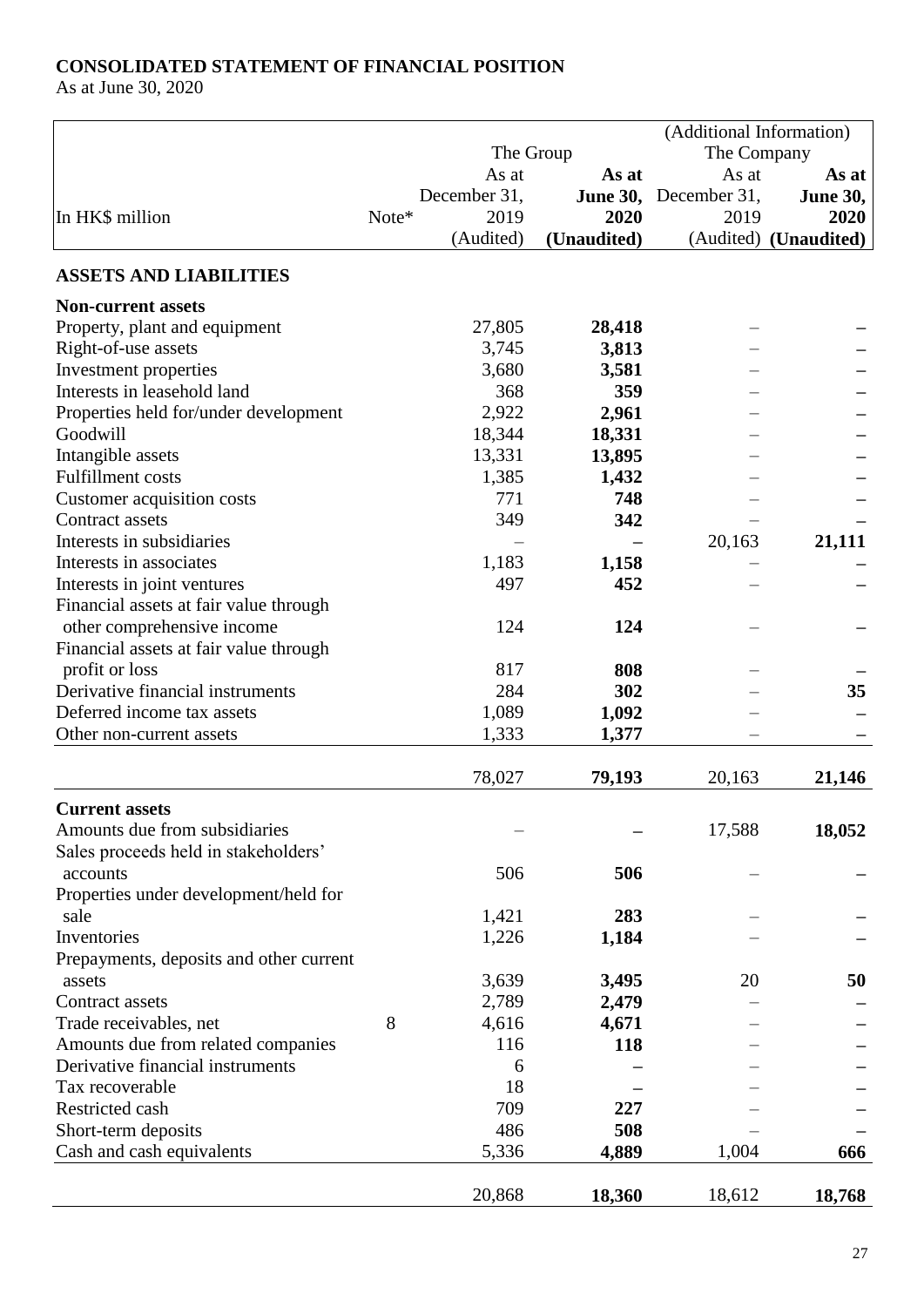**CONSOLIDATED STATEMENT OF FINANCIAL POSITION**
As at June 30, 2020

| | | (Additional Information) | | | |
|---|---|---|---|---|---|
| | | The Group | | The Company | |
| In HK$ million | Note* | As at December 31, 2019 (Audited) | **As at June 30, 2020 (Unaudited)** | As at December 31, 2019 (Audited) | **As at June 30, 2020 (Unaudited)** |
| **ASSETS AND LIABILITIES** | | | | | |
| **Non-current assets** | | | | | |
| Property, plant and equipment | | 27,805 | **28,418** | – | **–** |
| Right-of-use assets | | 3,745 | **3,813** | – | **–** |
| Investment properties | | 3,680 | **3,581** | – | **–** |
| Interests in leasehold land | | 368 | **359** | – | **–** |
| Properties held for/under development | | 2,922 | **2,961** | – | **–** |
| Goodwill | | 18,344 | **18,331** | – | **–** |
| Intangible assets | | 13,331 | **13,895** | – | **–** |
| Fulfillment costs | | 1,385 | **1,432** | – | **–** |
| Customer acquisition costs | | 771 | **748** | – | **–** |
| Contract assets | | 349 | **342** | – | **–** |
| Interests in subsidiaries | | – | **–** | 20,163 | **21,111** |
| Interests in associates | | 1,183 | **1,158** | – | **–** |
| Interests in joint ventures | | 497 | **452** | – | **–** |
| Financial assets at fair value through other comprehensive income | | 124 | **124** | – | **–** |
| Financial assets at fair value through profit or loss | | 817 | **808** | – | **–** |
| Derivative financial instruments | | 284 | **302** | – | **35** |
| Deferred income tax assets | | 1,089 | **1,092** | – | **–** |
| Other non-current assets | | 1,333 | **1,377** | – | **–** |
| | | 78,027 | **79,193** | 20,163 | **21,146** |
| **Current assets** | | | | | |
| Amounts due from subsidiaries | | – | **–** | 17,588 | **18,052** |
| Sales proceeds held in stakeholders' accounts | | 506 | **506** | – | **–** |
| Properties under development/held for sale | | 1,421 | **283** | – | **–** |
| Inventories | | 1,226 | **1,184** | – | **–** |
| Prepayments, deposits and other current assets | | 3,639 | **3,495** | 20 | **50** |
| Contract assets | | 2,789 | **2,479** | – | **–** |
| Trade receivables, net | 8 | 4,616 | **4,671** | – | **–** |
| Amounts due from related companies | | 116 | **118** | – | **–** |
| Derivative financial instruments | | 6 | **–** | – | **–** |
| Tax recoverable | | 18 | **–** | – | **–** |
| Restricted cash | | 709 | **227** | – | **–** |
| Short-term deposits | | 486 | **508** | – | **–** |
| Cash and cash equivalents | | 5,336 | **4,889** | 1,004 | **666** |
| | | 20,868 | **18,360** | 18,612 | **18,768** |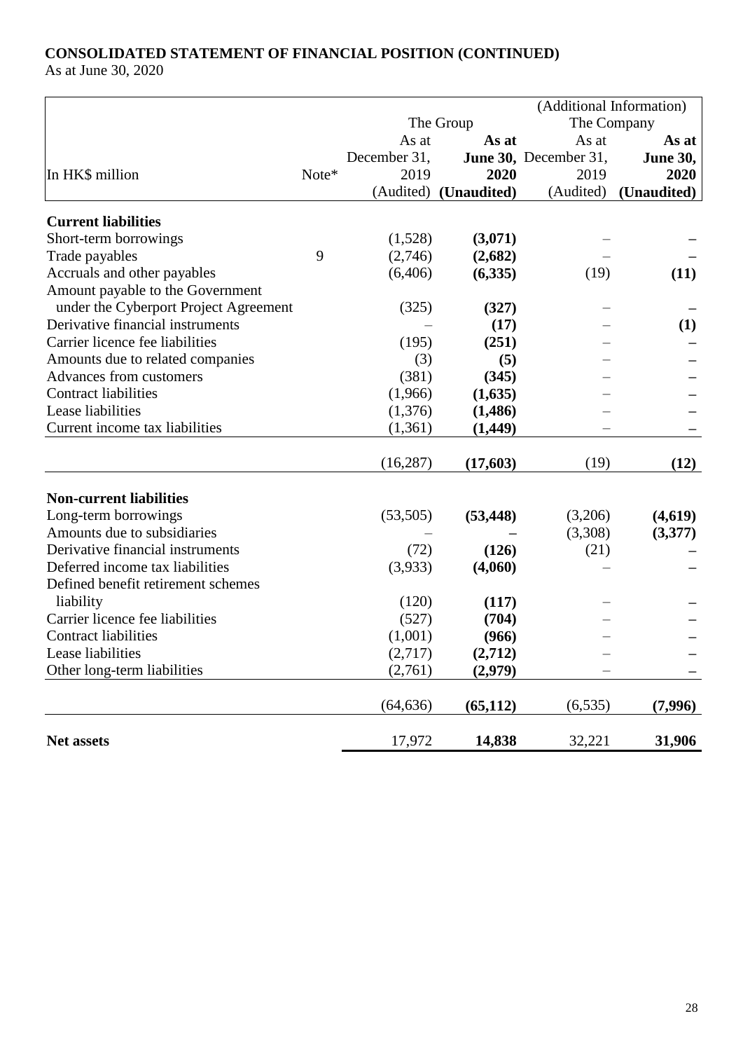**CONSOLIDATED STATEMENT OF FINANCIAL POSITION (CONTINUED)**

As at June 30, 2020

| In HK$ million | Note* | The Group As at December 31, 2019 (Audited) | The Group **As at June 30, 2020 (Unaudited)** | (Additional Information) The Company As at December 31, 2019 (Audited) | (Additional Information) The Company **As at June 30, 2020 (Unaudited)** |
|---|---|---|---|---|---|
| **Current liabilities** | | | | | |
| Short-term borrowings | | (1,528) | **(3,071)** | – | **–** |
| Trade payables | 9 | (2,746) | **(2,682)** | – | **–** |
| Accruals and other payables | | (6,406) | **(6,335)** | (19) | **(11)** |
| Amount payable to the Government under the Cyberport Project Agreement | | (325) | **(327)** | – | **–** |
| Derivative financial instruments | | – | **(17)** | – | **(1)** |
| Carrier licence fee liabilities | | (195) | **(251)** | – | **–** |
| Amounts due to related companies | | (3) | **(5)** | – | **–** |
| Advances from customers | | (381) | **(345)** | – | **–** |
| Contract liabilities | | (1,966) | **(1,635)** | – | **–** |
| Lease liabilities | | (1,376) | **(1,486)** | – | **–** |
| Current income tax liabilities | | (1,361) | **(1,449)** | – | **–** |
| | | (16,287) | **(17,603)** | (19) | **(12)** |
| **Non-current liabilities** | | | | | |
| Long-term borrowings | | (53,505) | **(53,448)** | (3,206) | **(4,619)** |
| Amounts due to subsidiaries | | – | **–** | (3,308) | **(3,377)** |
| Derivative financial instruments | | (72) | **(126)** | (21) | **–** |
| Deferred income tax liabilities | | (3,933) | **(4,060)** | – | **–** |
| Defined benefit retirement schemes liability | | (120) | **(117)** | – | **–** |
| Carrier licence fee liabilities | | (527) | **(704)** | – | **–** |
| Contract liabilities | | (1,001) | **(966)** | – | **–** |
| Lease liabilities | | (2,717) | **(2,712)** | – | **–** |
| Other long-term liabilities | | (2,761) | **(2,979)** | – | **–** |
| | | (64,636) | **(65,112)** | (6,535) | **(7,996)** |
| **Net assets** | | 17,972 | **14,838** | 32,221 | **31,906** |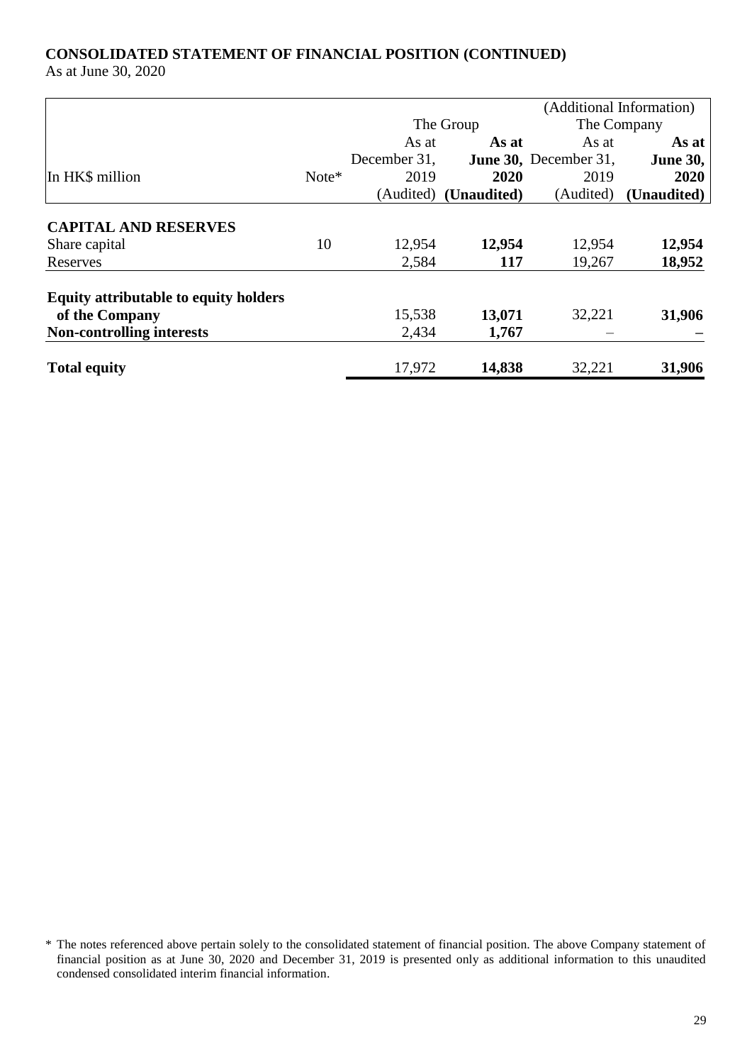# CONSOLIDATED STATEMENT OF FINANCIAL POSITION (CONTINUED)

As at June 30, 2020

| In HK$ million | Note* | The Group | | (Additional Information) The Company | |
|---|---|---|---|---|---|
| | | As at December 31, 2019 (Audited) | **As at June 30, 2020 (Unaudited)** | As at December 31, 2019 (Audited) | **As at June 30, 2020 (Unaudited)** |
| **CAPITAL AND RESERVES** | | | | | |
| Share capital | 10 | 12,954 | **12,954** | 12,954 | **12,954** |
| Reserves | | 2,584 | **117** | 19,267 | **18,952** |
| **Equity attributable to equity holders of the Company** | | 15,538 | **13,071** | 32,221 | **31,906** |
| **Non-controlling interests** | | 2,434 | **1,767** | – | **–** |
| **Total equity** | | 17,972 | **14,838** | 32,221 | **31,906** |

\* The notes referenced above pertain solely to the consolidated statement of financial position. The above Company statement of financial position as at June 30, 2020 and December 31, 2019 is presented only as additional information to this unaudited condensed consolidated interim financial information.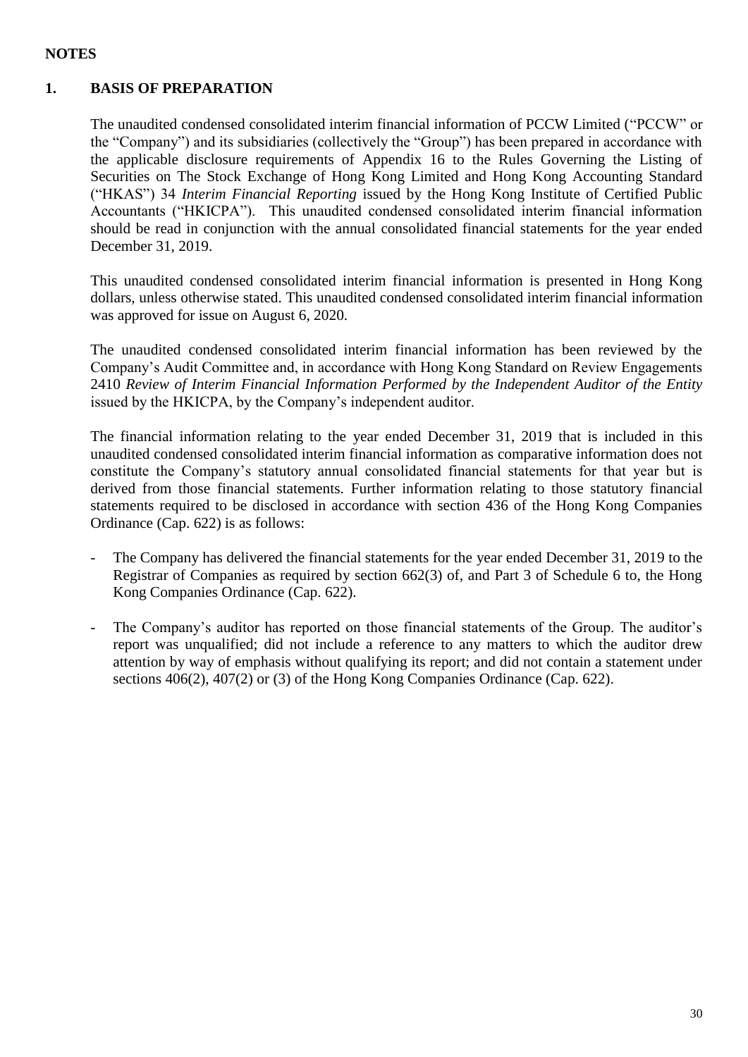# NOTES

## 1. BASIS OF PREPARATION

The unaudited condensed consolidated interim financial information of PCCW Limited ("PCCW" or the "Company") and its subsidiaries (collectively the "Group") has been prepared in accordance with the applicable disclosure requirements of Appendix 16 to the Rules Governing the Listing of Securities on The Stock Exchange of Hong Kong Limited and Hong Kong Accounting Standard ("HKAS") 34 *Interim Financial Reporting* issued by the Hong Kong Institute of Certified Public Accountants ("HKICPA"). This unaudited condensed consolidated interim financial information should be read in conjunction with the annual consolidated financial statements for the year ended December 31, 2019.

This unaudited condensed consolidated interim financial information is presented in Hong Kong dollars, unless otherwise stated. This unaudited condensed consolidated interim financial information was approved for issue on August 6, 2020.

The unaudited condensed consolidated interim financial information has been reviewed by the Company's Audit Committee and, in accordance with Hong Kong Standard on Review Engagements 2410 *Review of Interim Financial Information Performed by the Independent Auditor of the Entity* issued by the HKICPA, by the Company's independent auditor.

The financial information relating to the year ended December 31, 2019 that is included in this unaudited condensed consolidated interim financial information as comparative information does not constitute the Company's statutory annual consolidated financial statements for that year but is derived from those financial statements. Further information relating to those statutory financial statements required to be disclosed in accordance with section 436 of the Hong Kong Companies Ordinance (Cap. 622) is as follows:

- The Company has delivered the financial statements for the year ended December 31, 2019 to the Registrar of Companies as required by section 662(3) of, and Part 3 of Schedule 6 to, the Hong Kong Companies Ordinance (Cap. 622).

- The Company's auditor has reported on those financial statements of the Group. The auditor's report was unqualified; did not include a reference to any matters to which the auditor drew attention by way of emphasis without qualifying its report; and did not contain a statement under sections 406(2), 407(2) or (3) of the Hong Kong Companies Ordinance (Cap. 622).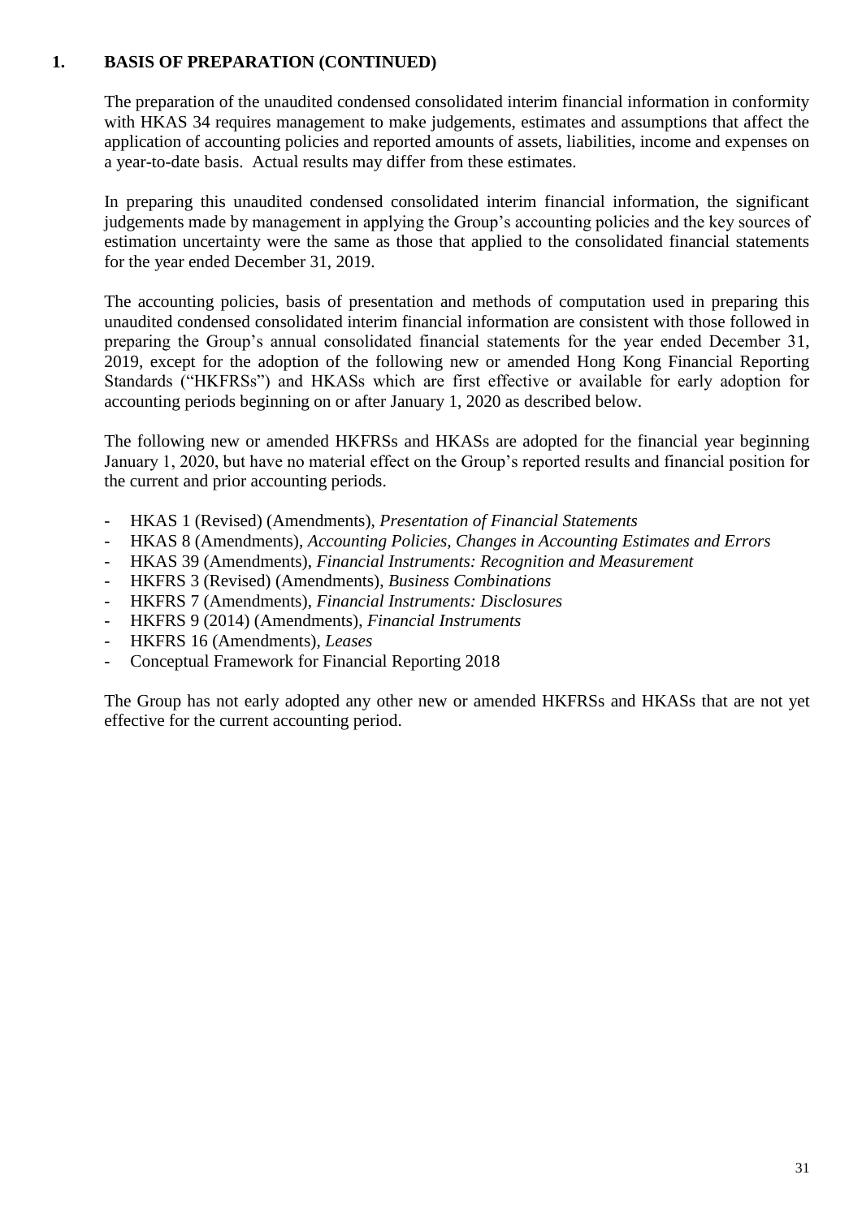## 1. BASIS OF PREPARATION (CONTINUED)

The preparation of the unaudited condensed consolidated interim financial information in conformity with HKAS 34 requires management to make judgements, estimates and assumptions that affect the application of accounting policies and reported amounts of assets, liabilities, income and expenses on a year-to-date basis. Actual results may differ from these estimates.

In preparing this unaudited condensed consolidated interim financial information, the significant judgements made by management in applying the Group's accounting policies and the key sources of estimation uncertainty were the same as those that applied to the consolidated financial statements for the year ended December 31, 2019.

The accounting policies, basis of presentation and methods of computation used in preparing this unaudited condensed consolidated interim financial information are consistent with those followed in preparing the Group's annual consolidated financial statements for the year ended December 31, 2019, except for the adoption of the following new or amended Hong Kong Financial Reporting Standards ("HKFRSs") and HKASs which are first effective or available for early adoption for accounting periods beginning on or after January 1, 2020 as described below.

The following new or amended HKFRSs and HKASs are adopted for the financial year beginning January 1, 2020, but have no material effect on the Group's reported results and financial position for the current and prior accounting periods.

- HKAS 1 (Revised) (Amendments), *Presentation of Financial Statements*
- HKAS 8 (Amendments), *Accounting Policies, Changes in Accounting Estimates and Errors*
- HKAS 39 (Amendments), *Financial Instruments: Recognition and Measurement*
- HKFRS 3 (Revised) (Amendments), *Business Combinations*
- HKFRS 7 (Amendments), *Financial Instruments: Disclosures*
- HKFRS 9 (2014) (Amendments), *Financial Instruments*
- HKFRS 16 (Amendments), *Leases*
- Conceptual Framework for Financial Reporting 2018

The Group has not early adopted any other new or amended HKFRSs and HKASs that are not yet effective for the current accounting period.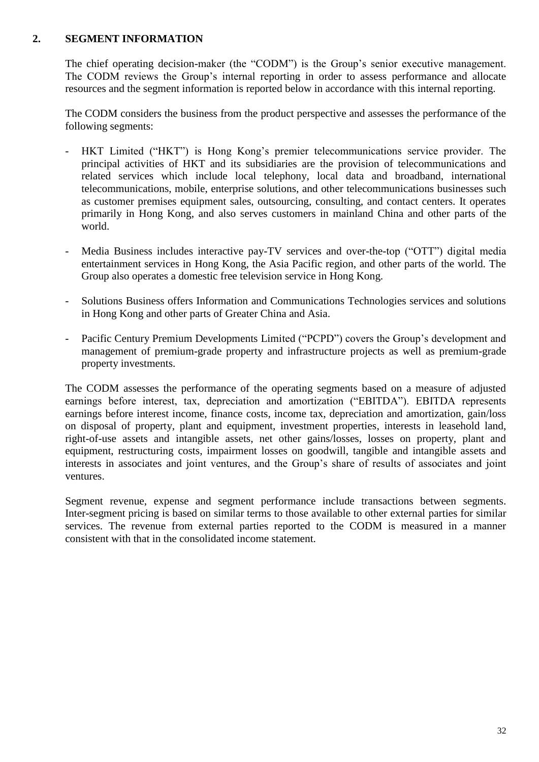## 2. SEGMENT INFORMATION

The chief operating decision-maker (the "CODM") is the Group's senior executive management. The CODM reviews the Group's internal reporting in order to assess performance and allocate resources and the segment information is reported below in accordance with this internal reporting.

The CODM considers the business from the product perspective and assesses the performance of the following segments:

- HKT Limited ("HKT") is Hong Kong's premier telecommunications service provider. The principal activities of HKT and its subsidiaries are the provision of telecommunications and related services which include local telephony, local data and broadband, international telecommunications, mobile, enterprise solutions, and other telecommunications businesses such as customer premises equipment sales, outsourcing, consulting, and contact centers. It operates primarily in Hong Kong, and also serves customers in mainland China and other parts of the world.

- Media Business includes interactive pay-TV services and over-the-top ("OTT") digital media entertainment services in Hong Kong, the Asia Pacific region, and other parts of the world. The Group also operates a domestic free television service in Hong Kong.

- Solutions Business offers Information and Communications Technologies services and solutions in Hong Kong and other parts of Greater China and Asia.

- Pacific Century Premium Developments Limited ("PCPD") covers the Group's development and management of premium-grade property and infrastructure projects as well as premium-grade property investments.

The CODM assesses the performance of the operating segments based on a measure of adjusted earnings before interest, tax, depreciation and amortization ("EBITDA"). EBITDA represents earnings before interest income, finance costs, income tax, depreciation and amortization, gain/loss on disposal of property, plant and equipment, investment properties, interests in leasehold land, right-of-use assets and intangible assets, net other gains/losses, losses on property, plant and equipment, restructuring costs, impairment losses on goodwill, tangible and intangible assets and interests in associates and joint ventures, and the Group's share of results of associates and joint ventures.

Segment revenue, expense and segment performance include transactions between segments. Inter-segment pricing is based on similar terms to those available to other external parties for similar services. The revenue from external parties reported to the CODM is measured in a manner consistent with that in the consolidated income statement.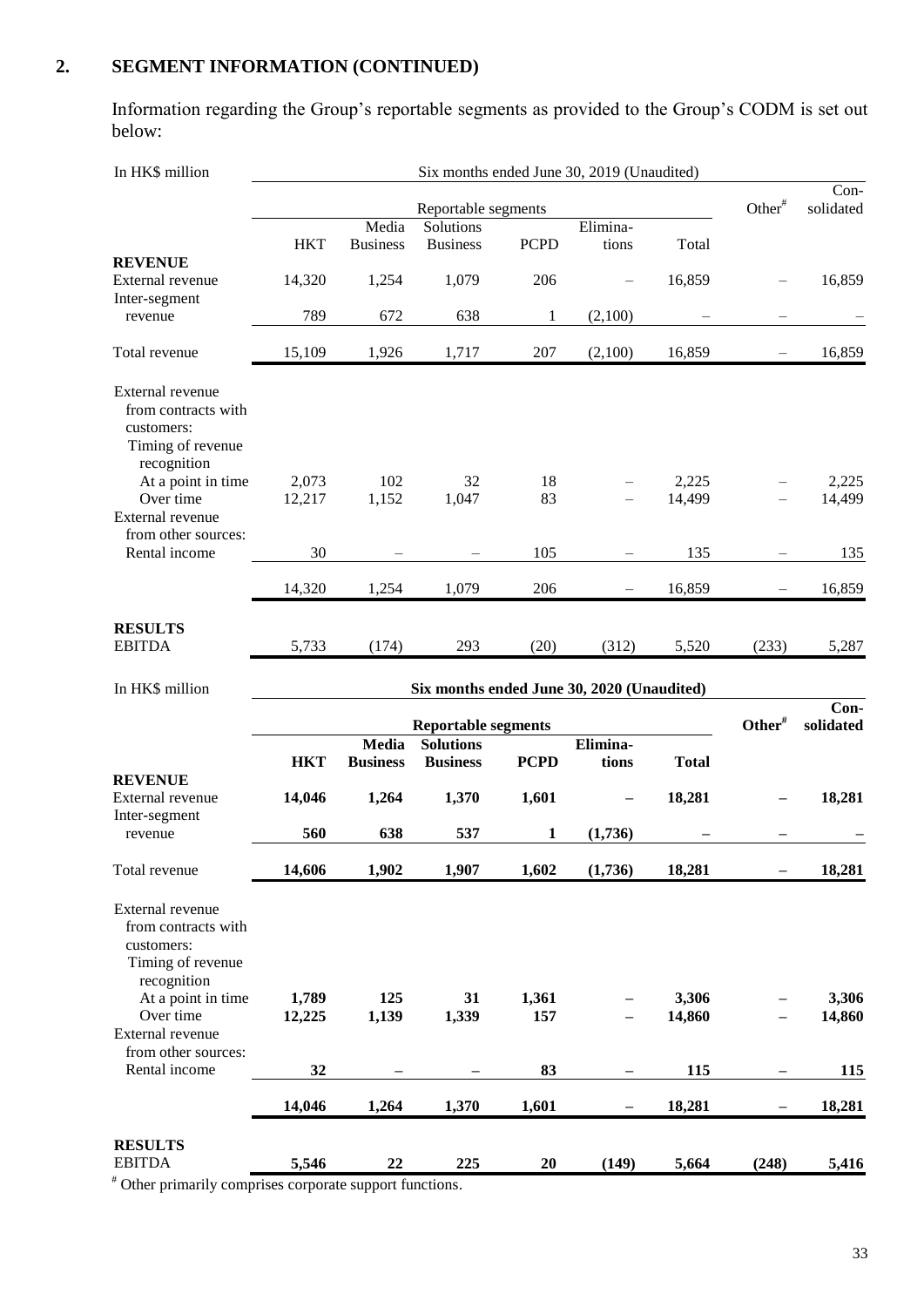## 2. SEGMENT INFORMATION (CONTINUED)

Information regarding the Group's reportable segments as provided to the Group's CODM is set out below:

| In HK$ million | Six months ended June 30, 2019 (Unaudited) | | | | | | | |
|---|---|---|---|---|---|---|---|---|
| | Reportable segments | | | | | | Other[#] | Con-solidated |
| | HKT | Media Business | Solutions Business | PCPD | Elimina-tions | Total | | |
| **REVENUE** | | | | | | | | |
| External revenue | 14,320 | 1,254 | 1,079 | 206 | – | 16,859 | – | 16,859 |
| Inter-segment revenue | 789 | 672 | 638 | 1 | (2,100) | – | – | – |
| Total revenue | 15,109 | 1,926 | 1,717 | 207 | (2,100) | 16,859 | – | 16,859 |
| External revenue from contracts with customers: | | | | | | | | |
| Timing of revenue recognition | | | | | | | | |
| At a point in time | 2,073 | 102 | 32 | 18 | – | 2,225 | – | 2,225 |
| Over time | 12,217 | 1,152 | 1,047 | 83 | – | 14,499 | – | 14,499 |
| External revenue from other sources: | | | | | | | | |
| Rental income | 30 | – | – | 105 | – | 135 | – | 135 |
| | 14,320 | 1,254 | 1,079 | 206 | – | 16,859 | – | 16,859 |
| **RESULTS** | | | | | | | | |
| EBITDA | 5,733 | (174) | 293 | (20) | (312) | 5,520 | (233) | 5,287 |

| In HK$ million | **Six months ended June 30, 2020 (Unaudited)** | | | | | | | |
|---|---|---|---|---|---|---|---|---|
| | **Reportable segments** | | | | | | **Other[#]** | **Con-solidated** |
| | **HKT** | **Media Business** | **Solutions Business** | **PCPD** | **Elimina-tions** | **Total** | | |
| **REVENUE** | | | | | | | | |
| External revenue | **14,046** | **1,264** | **1,370** | **1,601** | **–** | **18,281** | **–** | **18,281** |
| Inter-segment revenue | **560** | **638** | **537** | **1** | **(1,736)** | **–** | **–** | **–** |
| Total revenue | **14,606** | **1,902** | **1,907** | **1,602** | **(1,736)** | **18,281** | **–** | **18,281** |
| External revenue from contracts with customers: | | | | | | | | |
| Timing of revenue recognition | | | | | | | | |
| At a point in time | **1,789** | **125** | **31** | **1,361** | **–** | **3,306** | **–** | **3,306** |
| Over time | **12,225** | **1,139** | **1,339** | **157** | **–** | **14,860** | **–** | **14,860** |
| External revenue from other sources: | | | | | | | | |
| Rental income | **32** | **–** | **–** | **83** | **–** | **115** | **–** | **115** |
| | **14,046** | **1,264** | **1,370** | **1,601** | **–** | **18,281** | **–** | **18,281** |
| **RESULTS** | | | | | | | | |
| EBITDA | **5,546** | **22** | **225** | **20** | **(149)** | **5,664** | **(248)** | **5,416** |

[#] Other primarily comprises corporate support functions.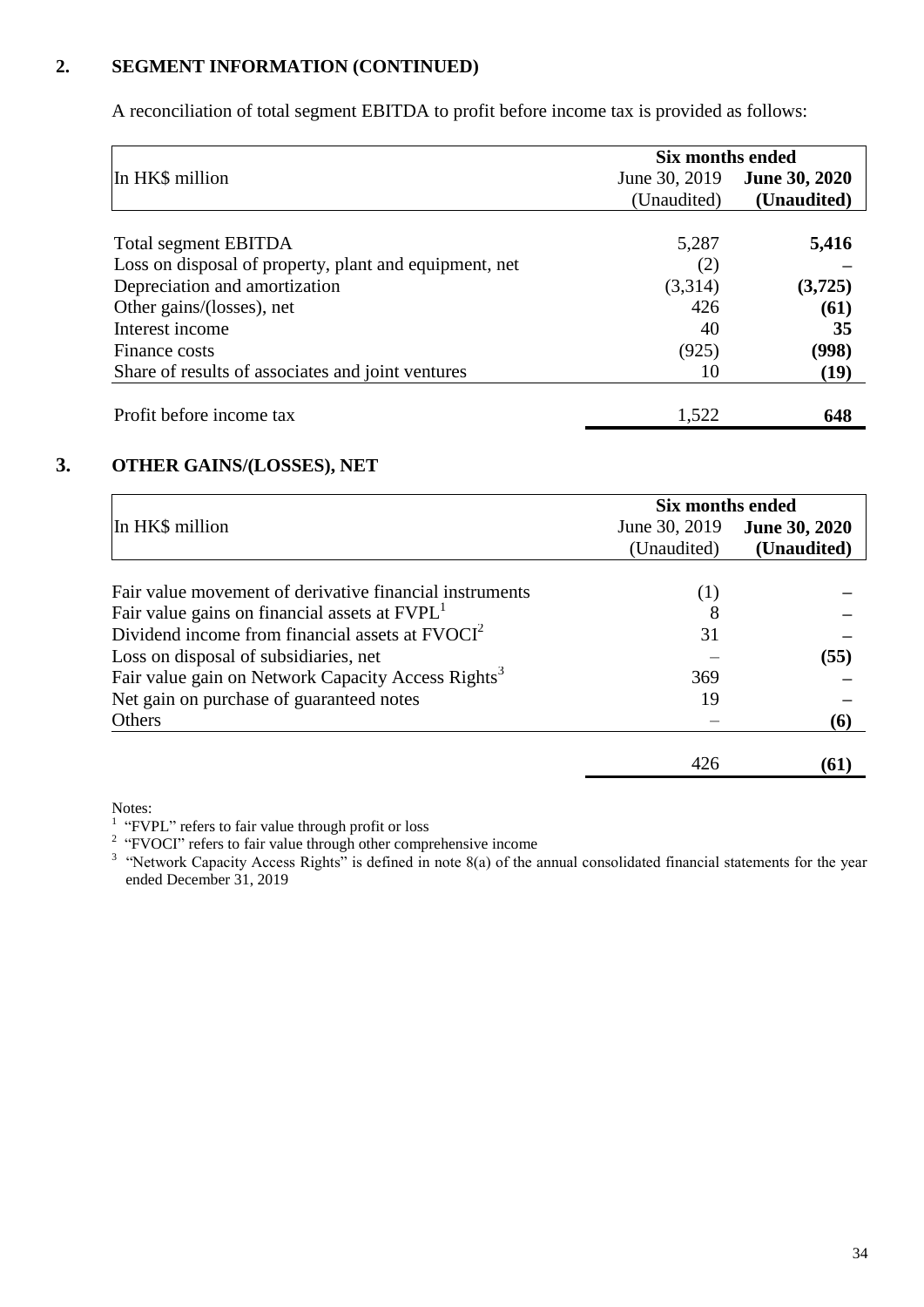## 2. SEGMENT INFORMATION (CONTINUED)

A reconciliation of total segment EBITDA to profit before income tax is provided as follows:

| In HK$ million | Six months ended June 30, 2019 (Unaudited) | Six months ended **June 30, 2020 (Unaudited)** |
|---|---|---|
| Total segment EBITDA | 5,287 | **5,416** |
| Loss on disposal of property, plant and equipment, net | (2) | **–** |
| Depreciation and amortization | (3,314) | **(3,725)** |
| Other gains/(losses), net | 426 | **(61)** |
| Interest income | 40 | **35** |
| Finance costs | (925) | **(998)** |
| Share of results of associates and joint ventures | 10 | **(19)** |
| Profit before income tax | 1,522 | **648** |

## 3. OTHER GAINS/(LOSSES), NET

| In HK$ million | Six months ended June 30, 2019 (Unaudited) | Six months ended **June 30, 2020 (Unaudited)** |
|---|---|---|
| Fair value movement of derivative financial instruments | (1) | **–** |
| Fair value gains on financial assets at FVPL[1] | 8 | **–** |
| Dividend income from financial assets at FVOCI[2] | 31 | **–** |
| Loss on disposal of subsidiaries, net | – | **(55)** |
| Fair value gain on Network Capacity Access Rights[3] | 369 | **–** |
| Net gain on purchase of guaranteed notes | 19 | **–** |
| Others | – | **(6)** |
| | 426 | **(61)** |

Notes:

[1] "FVPL" refers to fair value through profit or loss

[2] "FVOCI" refers to fair value through other comprehensive income

[3] "Network Capacity Access Rights" is defined in note 8(a) of the annual consolidated financial statements for the year ended December 31, 2019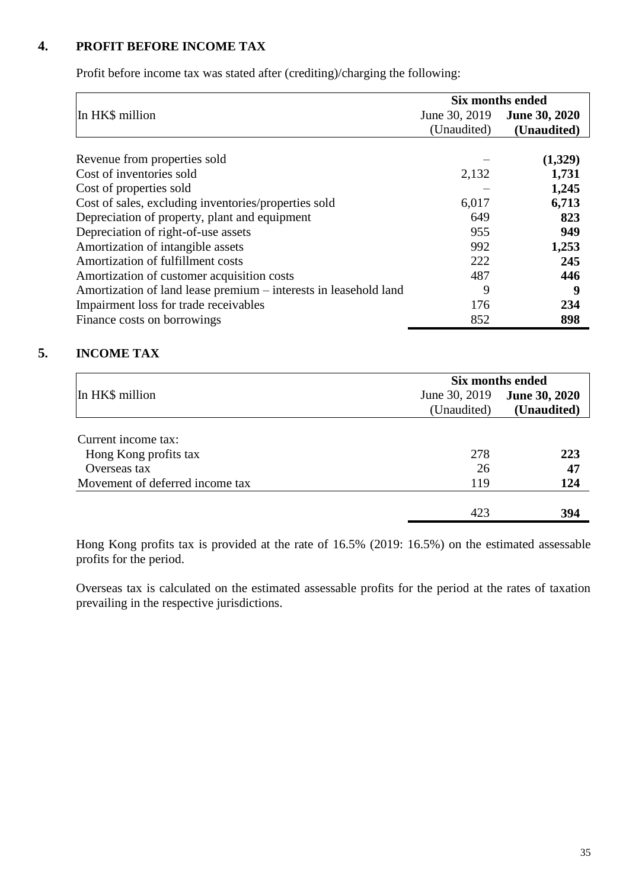## 4. PROFIT BEFORE INCOME TAX

Profit before income tax was stated after (crediting)/charging the following:

| In HK$ million | Six months ended June 30, 2019 (Unaudited) | **Six months ended June 30, 2020 (Unaudited)** |
|---|---|---|
| Revenue from properties sold | – | **(1,329)** |
| Cost of inventories sold | 2,132 | **1,731** |
| Cost of properties sold | – | **1,245** |
| Cost of sales, excluding inventories/properties sold | 6,017 | **6,713** |
| Depreciation of property, plant and equipment | 649 | **823** |
| Depreciation of right-of-use assets | 955 | **949** |
| Amortization of intangible assets | 992 | **1,253** |
| Amortization of fulfillment costs | 222 | **245** |
| Amortization of customer acquisition costs | 487 | **446** |
| Amortization of land lease premium – interests in leasehold land | 9 | **9** |
| Impairment loss for trade receivables | 176 | **234** |
| Finance costs on borrowings | 852 | **898** |

## 5. INCOME TAX

| In HK$ million | Six months ended June 30, 2019 (Unaudited) | **Six months ended June 30, 2020 (Unaudited)** |
|---|---|---|
| Current income tax: | | |
| Hong Kong profits tax | 278 | **223** |
| Overseas tax | 26 | **47** |
| Movement of deferred income tax | 119 | **124** |
| | 423 | **394** |

Hong Kong profits tax is provided at the rate of 16.5% (2019: 16.5%) on the estimated assessable profits for the period.

Overseas tax is calculated on the estimated assessable profits for the period at the rates of taxation prevailing in the respective jurisdictions.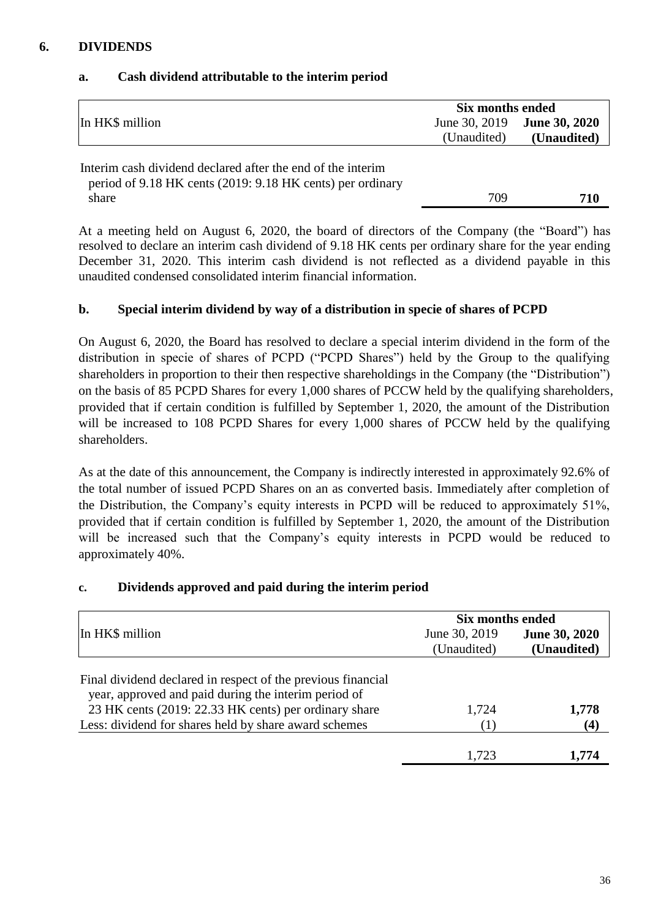## 6. DIVIDENDS

### a. Cash dividend attributable to the interim period

| In HK$ million | Six months ended June 30, 2019 (Unaudited) | **Six months ended June 30, 2020 (Unaudited)** |
|---|---|---|
| Interim cash dividend declared after the end of the interim period of 9.18 HK cents (2019: 9.18 HK cents) per ordinary share | 709 | **710** |

At a meeting held on August 6, 2020, the board of directors of the Company (the "Board") has resolved to declare an interim cash dividend of 9.18 HK cents per ordinary share for the year ending December 31, 2020. This interim cash dividend is not reflected as a dividend payable in this unaudited condensed consolidated interim financial information.

### b. Special interim dividend by way of a distribution in specie of shares of PCPD

On August 6, 2020, the Board has resolved to declare a special interim dividend in the form of the distribution in specie of shares of PCPD ("PCPD Shares") held by the Group to the qualifying shareholders in proportion to their then respective shareholdings in the Company (the "Distribution") on the basis of 85 PCPD Shares for every 1,000 shares of PCCW held by the qualifying shareholders, provided that if certain condition is fulfilled by September 1, 2020, the amount of the Distribution will be increased to 108 PCPD Shares for every 1,000 shares of PCCW held by the qualifying shareholders.

As at the date of this announcement, the Company is indirectly interested in approximately 92.6% of the total number of issued PCPD Shares on an as converted basis. Immediately after completion of the Distribution, the Company's equity interests in PCPD will be reduced to approximately 51%, provided that if certain condition is fulfilled by September 1, 2020, the amount of the Distribution will be increased such that the Company's equity interests in PCPD would be reduced to approximately 40%.

### c. Dividends approved and paid during the interim period

| In HK$ million | Six months ended June 30, 2019 (Unaudited) | **Six months ended June 30, 2020 (Unaudited)** |
|---|---|---|
| Final dividend declared in respect of the previous financial year, approved and paid during the interim period of 23 HK cents (2019: 22.33 HK cents) per ordinary share | 1,724 | **1,778** |
| Less: dividend for shares held by share award schemes | (1) | **(4)** |
| | 1,723 | **1,774** |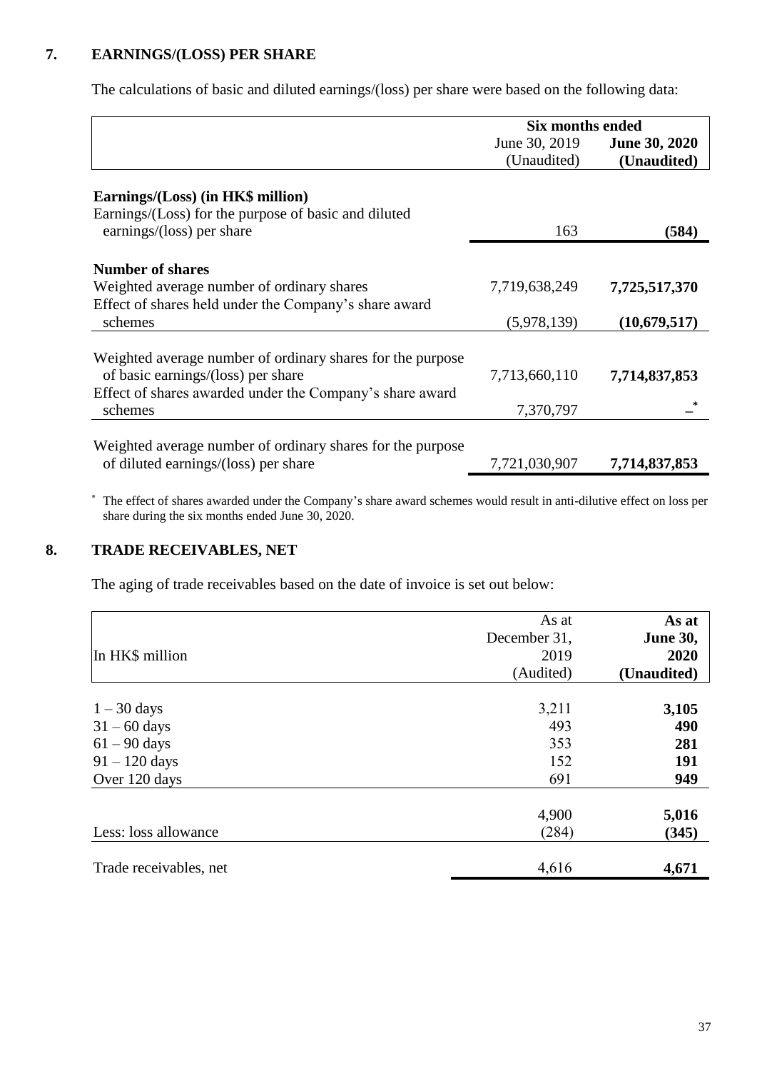## 7. EARNINGS/(LOSS) PER SHARE

The calculations of basic and diluted earnings/(loss) per share were based on the following data:

| | Six months ended | |
|---|---|---|
| | June 30, 2019 (Unaudited) | **June 30, 2020 (Unaudited)** |
| **Earnings/(Loss) (in HK$ million)** | | |
| Earnings/(Loss) for the purpose of basic and diluted earnings/(loss) per share | 163 | **(584)** |
| **Number of shares** | | |
| Weighted average number of ordinary shares | 7,719,638,249 | **7,725,517,370** |
| Effect of shares held under the Company's share award schemes | (5,978,139) | **(10,679,517)** |
| Weighted average number of ordinary shares for the purpose of basic earnings/(loss) per share | 7,713,660,110 | **7,714,837,853** |
| Effect of shares awarded under the Company's share award schemes | 7,370,797 | **–*** |
| Weighted average number of ordinary shares for the purpose of diluted earnings/(loss) per share | 7,721,030,907 | **7,714,837,853** |

\* The effect of shares awarded under the Company's share award schemes would result in anti-dilutive effect on loss per share during the six months ended June 30, 2020.

## 8. TRADE RECEIVABLES, NET

The aging of trade receivables based on the date of invoice is set out below:

| In HK$ million | As at December 31, 2019 (Audited) | **As at June 30, 2020 (Unaudited)** |
|---|---|---|
| 1 – 30 days | 3,211 | **3,105** |
| 31 – 60 days | 493 | **490** |
| 61 – 90 days | 353 | **281** |
| 91 – 120 days | 152 | **191** |
| Over 120 days | 691 | **949** |
| | 4,900 | **5,016** |
| Less: loss allowance | (284) | **(345)** |
| Trade receivables, net | 4,616 | **4,671** |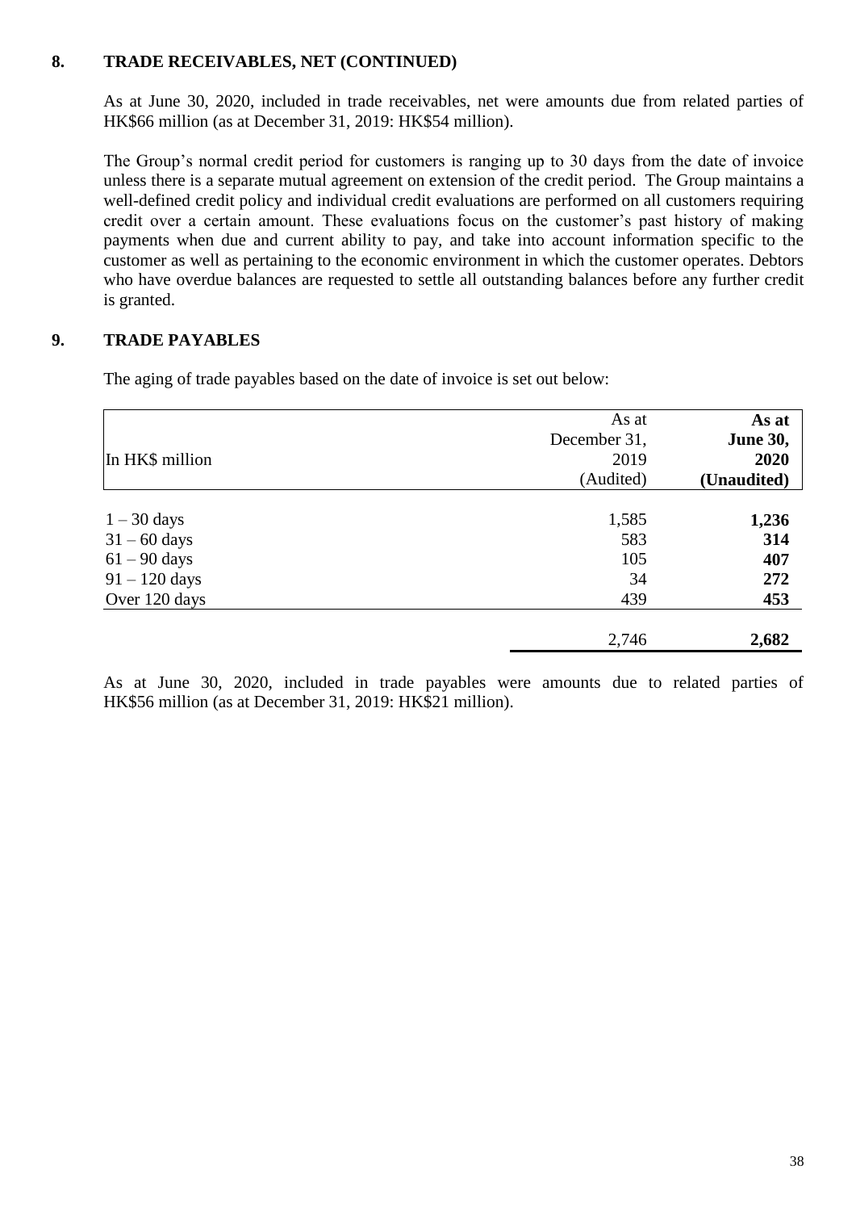## 8. TRADE RECEIVABLES, NET (CONTINUED)

As at June 30, 2020, included in trade receivables, net were amounts due from related parties of HK$66 million (as at December 31, 2019: HK$54 million).

The Group's normal credit period for customers is ranging up to 30 days from the date of invoice unless there is a separate mutual agreement on extension of the credit period. The Group maintains a well-defined credit policy and individual credit evaluations are performed on all customers requiring credit over a certain amount. These evaluations focus on the customer's past history of making payments when due and current ability to pay, and take into account information specific to the customer as well as pertaining to the economic environment in which the customer operates. Debtors who have overdue balances are requested to settle all outstanding balances before any further credit is granted.

## 9. TRADE PAYABLES

The aging of trade payables based on the date of invoice is set out below:

| In HK$ million | As at December 31, 2019 (Audited) | **As at June 30, 2020 (Unaudited)** |
|---|---|---|
| 1 – 30 days | 1,585 | **1,236** |
| 31 – 60 days | 583 | **314** |
| 61 – 90 days | 105 | **407** |
| 91 – 120 days | 34 | **272** |
| Over 120 days | 439 | **453** |
| | 2,746 | **2,682** |

As at June 30, 2020, included in trade payables were amounts due to related parties of HK$56 million (as at December 31, 2019: HK$21 million).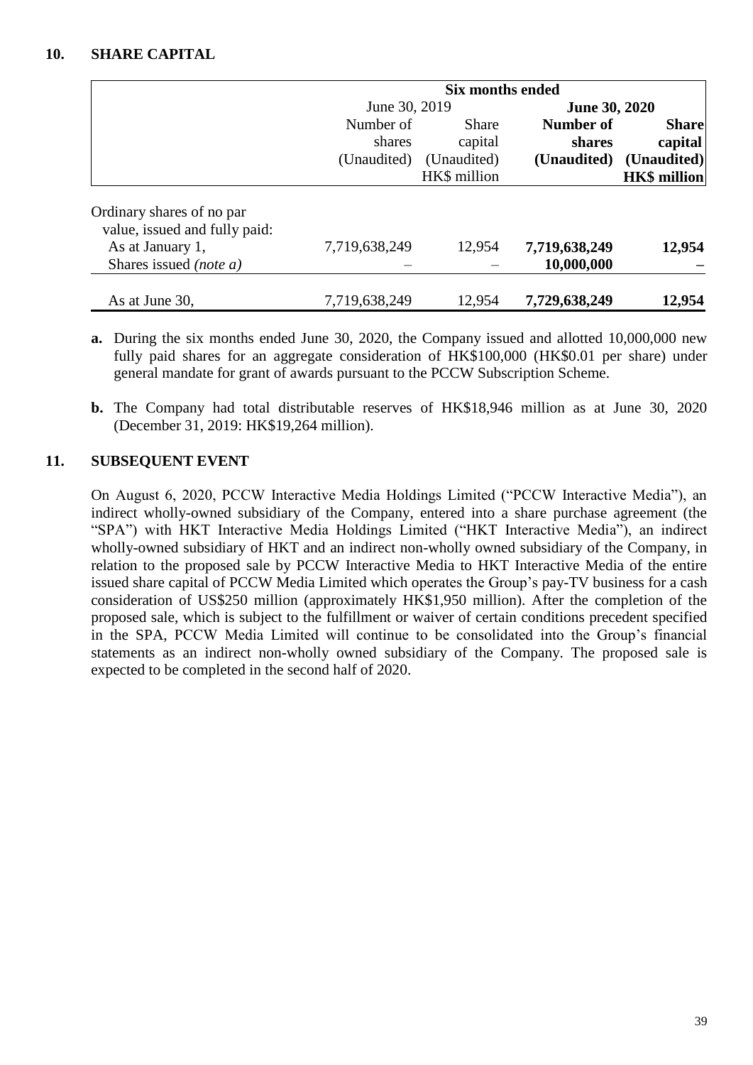## 10. SHARE CAPITAL

| | Six months ended | | | |
|---|---|---|---|---|
| | June 30, 2019 | | **June 30, 2020** | |
| | Number of shares (Unaudited) | Share capital (Unaudited) HK$ million | **Number of shares (Unaudited)** | **Share capital (Unaudited) HK$ million** |
| Ordinary shares of no par value, issued and fully paid: | | | | |
| As at January 1, | 7,719,638,249 | 12,954 | **7,719,638,249** | **12,954** |
| Shares issued *(note a)* | – | – | **10,000,000** | **–** |
| As at June 30, | 7,719,638,249 | 12,954 | **7,729,638,249** | **12,954** |

**a.** During the six months ended June 30, 2020, the Company issued and allotted 10,000,000 new fully paid shares for an aggregate consideration of HK$100,000 (HK$0.01 per share) under general mandate for grant of awards pursuant to the PCCW Subscription Scheme.

**b.** The Company had total distributable reserves of HK$18,946 million as at June 30, 2020 (December 31, 2019: HK$19,264 million).

## 11. SUBSEQUENT EVENT

On August 6, 2020, PCCW Interactive Media Holdings Limited ("PCCW Interactive Media"), an indirect wholly-owned subsidiary of the Company, entered into a share purchase agreement (the "SPA") with HKT Interactive Media Holdings Limited ("HKT Interactive Media"), an indirect wholly-owned subsidiary of HKT and an indirect non-wholly owned subsidiary of the Company, in relation to the proposed sale by PCCW Interactive Media to HKT Interactive Media of the entire issued share capital of PCCW Media Limited which operates the Group's pay-TV business for a cash consideration of US$250 million (approximately HK$1,950 million). After the completion of the proposed sale, which is subject to the fulfillment or waiver of certain conditions precedent specified in the SPA, PCCW Media Limited will continue to be consolidated into the Group's financial statements as an indirect non-wholly owned subsidiary of the Company. The proposed sale is expected to be completed in the second half of 2020.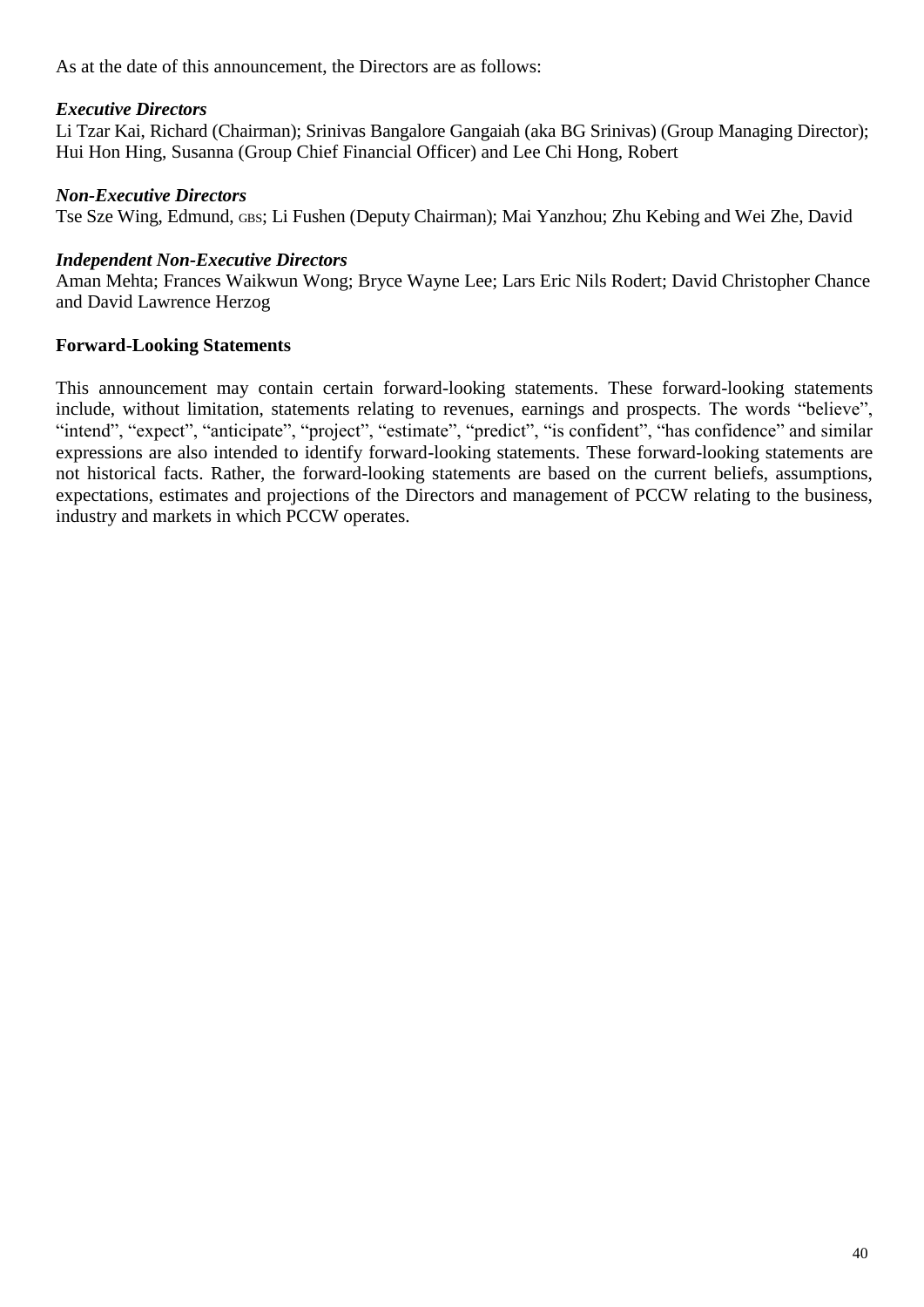As at the date of this announcement, the Directors are as follows:

***Executive Directors***
Li Tzar Kai, Richard (Chairman); Srinivas Bangalore Gangaiah (aka BG Srinivas) (Group Managing Director); Hui Hon Hing, Susanna (Group Chief Financial Officer) and Lee Chi Hong, Robert

***Non-Executive Directors***
Tse Sze Wing, Edmund, GBS; Li Fushen (Deputy Chairman); Mai Yanzhou; Zhu Kebing and Wei Zhe, David

***Independent Non-Executive Directors***
Aman Mehta; Frances Waikwun Wong; Bryce Wayne Lee; Lars Eric Nils Rodert; David Christopher Chance and David Lawrence Herzog

**Forward-Looking Statements**

This announcement may contain certain forward-looking statements. These forward-looking statements include, without limitation, statements relating to revenues, earnings and prospects. The words "believe", "intend", "expect", "anticipate", "project", "estimate", "predict", "is confident", "has confidence" and similar expressions are also intended to identify forward-looking statements. These forward-looking statements are not historical facts. Rather, the forward-looking statements are based on the current beliefs, assumptions, expectations, estimates and projections of the Directors and management of PCCW relating to the business, industry and markets in which PCCW operates.